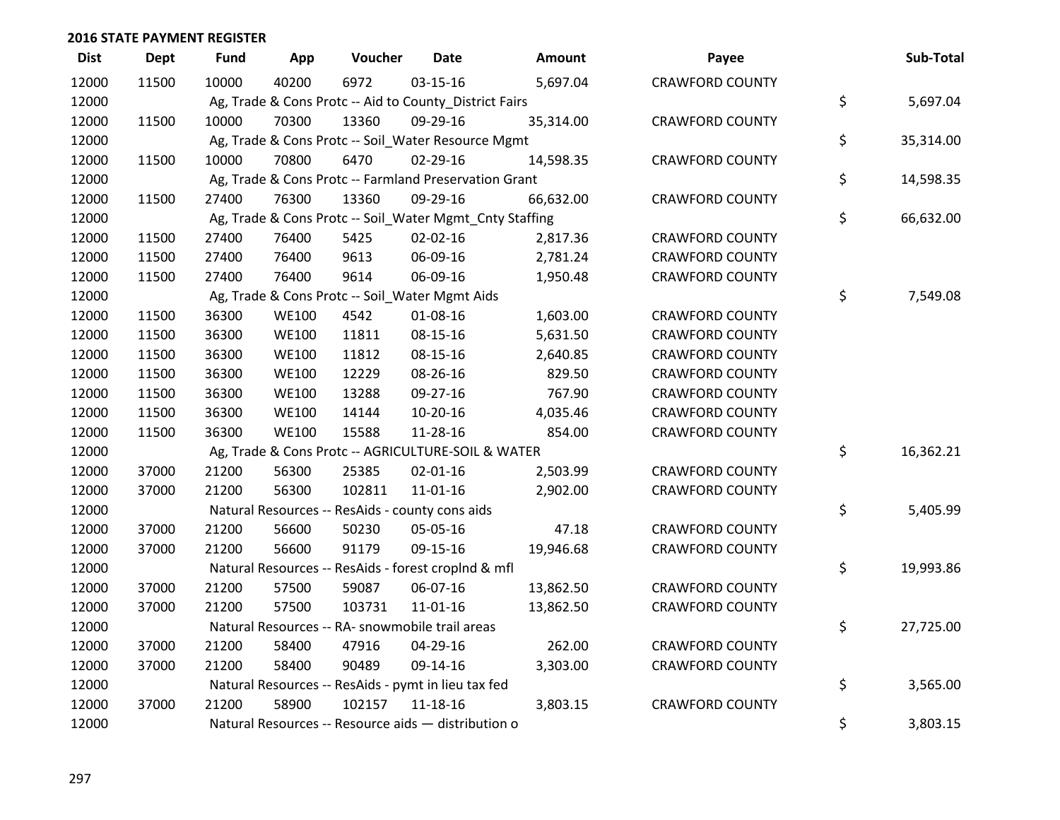## 2016 STATE PAYMENT REGISTER

| Dist | Dept | Fund | App | Voucher | Date | Amount | Payee | Sub-Total |
|---|---|---|---|---|---|---|---|---|
| 12000 | 11500 | 10000 | 40200 | 6972 | 03-15-16 | 5,697.04 | CRAWFORD COUNTY | |
| 12000 | | Ag, Trade & Cons Protc -- Aid to County_District Fairs | | | | | | $ 5,697.04 |
| 12000 | 11500 | 10000 | 70300 | 13360 | 09-29-16 | 35,314.00 | CRAWFORD COUNTY | |
| 12000 | | Ag, Trade & Cons Protc -- Soil_Water Resource Mgmt | | | | | | $ 35,314.00 |
| 12000 | 11500 | 10000 | 70800 | 6470 | 02-29-16 | 14,598.35 | CRAWFORD COUNTY | |
| 12000 | | Ag, Trade & Cons Protc -- Farmland Preservation Grant | | | | | | $ 14,598.35 |
| 12000 | 11500 | 27400 | 76300 | 13360 | 09-29-16 | 66,632.00 | CRAWFORD COUNTY | |
| 12000 | | Ag, Trade & Cons Protc -- Soil_Water Mgmt_Cnty Staffing | | | | | | $ 66,632.00 |
| 12000 | 11500 | 27400 | 76400 | 5425 | 02-02-16 | 2,817.36 | CRAWFORD COUNTY | |
| 12000 | 11500 | 27400 | 76400 | 9613 | 06-09-16 | 2,781.24 | CRAWFORD COUNTY | |
| 12000 | 11500 | 27400 | 76400 | 9614 | 06-09-16 | 1,950.48 | CRAWFORD COUNTY | |
| 12000 | | Ag, Trade & Cons Protc -- Soil_Water Mgmt Aids | | | | | | $ 7,549.08 |
| 12000 | 11500 | 36300 | WE100 | 4542 | 01-08-16 | 1,603.00 | CRAWFORD COUNTY | |
| 12000 | 11500 | 36300 | WE100 | 11811 | 08-15-16 | 5,631.50 | CRAWFORD COUNTY | |
| 12000 | 11500 | 36300 | WE100 | 11812 | 08-15-16 | 2,640.85 | CRAWFORD COUNTY | |
| 12000 | 11500 | 36300 | WE100 | 12229 | 08-26-16 | 829.50 | CRAWFORD COUNTY | |
| 12000 | 11500 | 36300 | WE100 | 13288 | 09-27-16 | 767.90 | CRAWFORD COUNTY | |
| 12000 | 11500 | 36300 | WE100 | 14144 | 10-20-16 | 4,035.46 | CRAWFORD COUNTY | |
| 12000 | 11500 | 36300 | WE100 | 15588 | 11-28-16 | 854.00 | CRAWFORD COUNTY | |
| 12000 | | Ag, Trade & Cons Protc -- AGRICULTURE-SOIL & WATER | | | | | | $ 16,362.21 |
| 12000 | 37000 | 21200 | 56300 | 25385 | 02-01-16 | 2,503.99 | CRAWFORD COUNTY | |
| 12000 | 37000 | 21200 | 56300 | 102811 | 11-01-16 | 2,902.00 | CRAWFORD COUNTY | |
| 12000 | | Natural Resources -- ResAids - county cons aids | | | | | | $ 5,405.99 |
| 12000 | 37000 | 21200 | 56600 | 50230 | 05-05-16 | 47.18 | CRAWFORD COUNTY | |
| 12000 | 37000 | 21200 | 56600 | 91179 | 09-15-16 | 19,946.68 | CRAWFORD COUNTY | |
| 12000 | | Natural Resources -- ResAids - forest croplnd & mfl | | | | | | $ 19,993.86 |
| 12000 | 37000 | 21200 | 57500 | 59087 | 06-07-16 | 13,862.50 | CRAWFORD COUNTY | |
| 12000 | 37000 | 21200 | 57500 | 103731 | 11-01-16 | 13,862.50 | CRAWFORD COUNTY | |
| 12000 | | Natural Resources -- RA- snowmobile trail areas | | | | | | $ 27,725.00 |
| 12000 | 37000 | 21200 | 58400 | 47916 | 04-29-16 | 262.00 | CRAWFORD COUNTY | |
| 12000 | 37000 | 21200 | 58400 | 90489 | 09-14-16 | 3,303.00 | CRAWFORD COUNTY | |
| 12000 | | Natural Resources -- ResAids - pymt in lieu tax fed | | | | | | $ 3,565.00 |
| 12000 | 37000 | 21200 | 58900 | 102157 | 11-18-16 | 3,803.15 | CRAWFORD COUNTY | |
| 12000 | | Natural Resources -- Resource aids — distribution o | | | | | | $ 3,803.15 |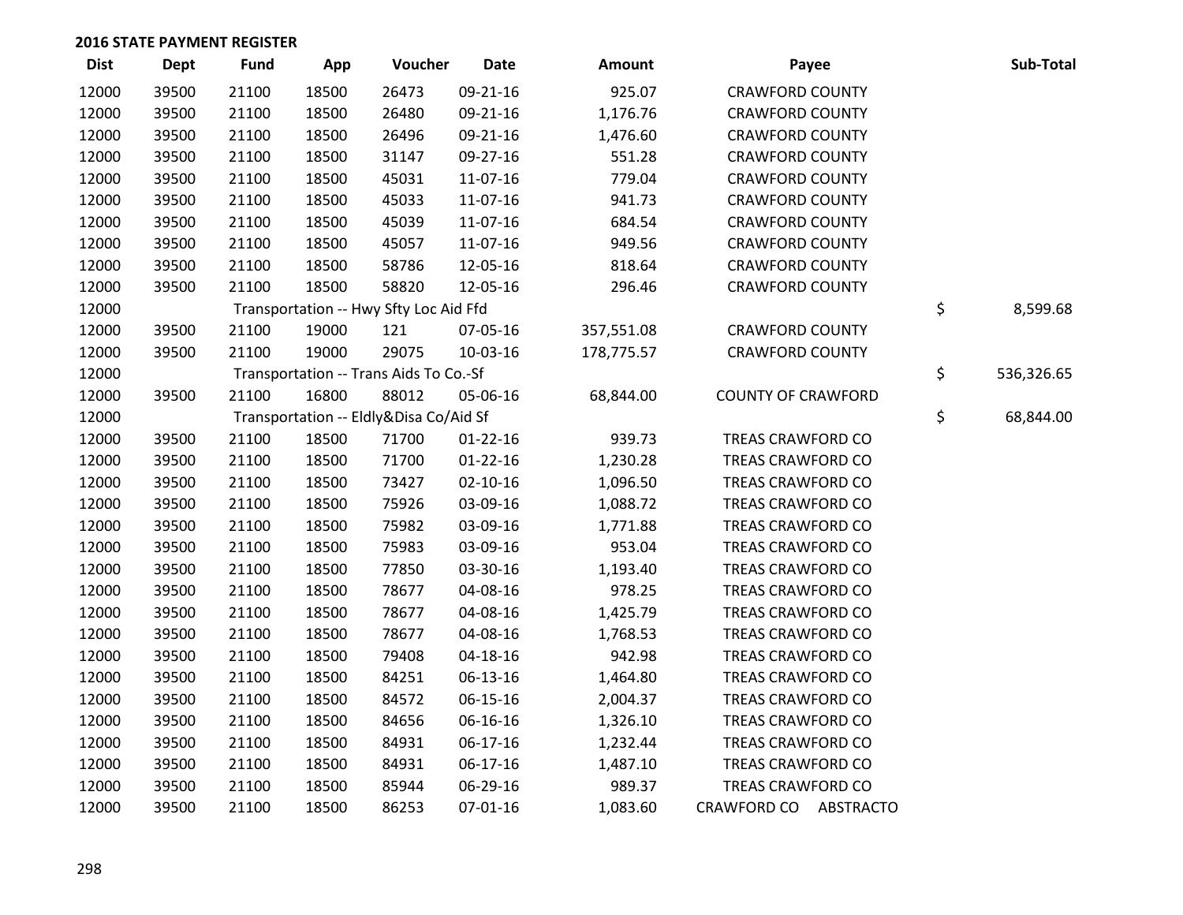## 2016 STATE PAYMENT REGISTER

| Dist | Dept | Fund | App | Voucher | Date | Amount | Payee | Sub-Total |
|---|---|---|---|---|---|---|---|---|
| 12000 | 39500 | 21100 | 18500 | 26473 | 09-21-16 | 925.07 | CRAWFORD COUNTY | |
| 12000 | 39500 | 21100 | 18500 | 26480 | 09-21-16 | 1,176.76 | CRAWFORD COUNTY | |
| 12000 | 39500 | 21100 | 18500 | 26496 | 09-21-16 | 1,476.60 | CRAWFORD COUNTY | |
| 12000 | 39500 | 21100 | 18500 | 31147 | 09-27-16 | 551.28 | CRAWFORD COUNTY | |
| 12000 | 39500 | 21100 | 18500 | 45031 | 11-07-16 | 779.04 | CRAWFORD COUNTY | |
| 12000 | 39500 | 21100 | 18500 | 45033 | 11-07-16 | 941.73 | CRAWFORD COUNTY | |
| 12000 | 39500 | 21100 | 18500 | 45039 | 11-07-16 | 684.54 | CRAWFORD COUNTY | |
| 12000 | 39500 | 21100 | 18500 | 45057 | 11-07-16 | 949.56 | CRAWFORD COUNTY | |
| 12000 | 39500 | 21100 | 18500 | 58786 | 12-05-16 | 818.64 | CRAWFORD COUNTY | |
| 12000 | 39500 | 21100 | 18500 | 58820 | 12-05-16 | 296.46 | CRAWFORD COUNTY | |
| 12000 | | Transportation -- Hwy Sfty Loc Aid Ffd | | | | | | $ 8,599.68 |
| 12000 | 39500 | 21100 | 19000 | 121 | 07-05-16 | 357,551.08 | CRAWFORD COUNTY | |
| 12000 | 39500 | 21100 | 19000 | 29075 | 10-03-16 | 178,775.57 | CRAWFORD COUNTY | |
| 12000 | | Transportation -- Trans Aids To Co.-Sf | | | | | | $ 536,326.65 |
| 12000 | 39500 | 21100 | 16800 | 88012 | 05-06-16 | 68,844.00 | COUNTY OF CRAWFORD | |
| 12000 | | Transportation -- Eldly&Disa Co/Aid Sf | | | | | | $ 68,844.00 |
| 12000 | 39500 | 21100 | 18500 | 71700 | 01-22-16 | 939.73 | TREAS CRAWFORD CO | |
| 12000 | 39500 | 21100 | 18500 | 71700 | 01-22-16 | 1,230.28 | TREAS CRAWFORD CO | |
| 12000 | 39500 | 21100 | 18500 | 73427 | 02-10-16 | 1,096.50 | TREAS CRAWFORD CO | |
| 12000 | 39500 | 21100 | 18500 | 75926 | 03-09-16 | 1,088.72 | TREAS CRAWFORD CO | |
| 12000 | 39500 | 21100 | 18500 | 75982 | 03-09-16 | 1,771.88 | TREAS CRAWFORD CO | |
| 12000 | 39500 | 21100 | 18500 | 75983 | 03-09-16 | 953.04 | TREAS CRAWFORD CO | |
| 12000 | 39500 | 21100 | 18500 | 77850 | 03-30-16 | 1,193.40 | TREAS CRAWFORD CO | |
| 12000 | 39500 | 21100 | 18500 | 78677 | 04-08-16 | 978.25 | TREAS CRAWFORD CO | |
| 12000 | 39500 | 21100 | 18500 | 78677 | 04-08-16 | 1,425.79 | TREAS CRAWFORD CO | |
| 12000 | 39500 | 21100 | 18500 | 78677 | 04-08-16 | 1,768.53 | TREAS CRAWFORD CO | |
| 12000 | 39500 | 21100 | 18500 | 79408 | 04-18-16 | 942.98 | TREAS CRAWFORD CO | |
| 12000 | 39500 | 21100 | 18500 | 84251 | 06-13-16 | 1,464.80 | TREAS CRAWFORD CO | |
| 12000 | 39500 | 21100 | 18500 | 84572 | 06-15-16 | 2,004.37 | TREAS CRAWFORD CO | |
| 12000 | 39500 | 21100 | 18500 | 84656 | 06-16-16 | 1,326.10 | TREAS CRAWFORD CO | |
| 12000 | 39500 | 21100 | 18500 | 84931 | 06-17-16 | 1,232.44 | TREAS CRAWFORD CO | |
| 12000 | 39500 | 21100 | 18500 | 84931 | 06-17-16 | 1,487.10 | TREAS CRAWFORD CO | |
| 12000 | 39500 | 21100 | 18500 | 85944 | 06-29-16 | 989.37 | TREAS CRAWFORD CO | |
| 12000 | 39500 | 21100 | 18500 | 86253 | 07-01-16 | 1,083.60 | CRAWFORD CO ABSTRACTO | |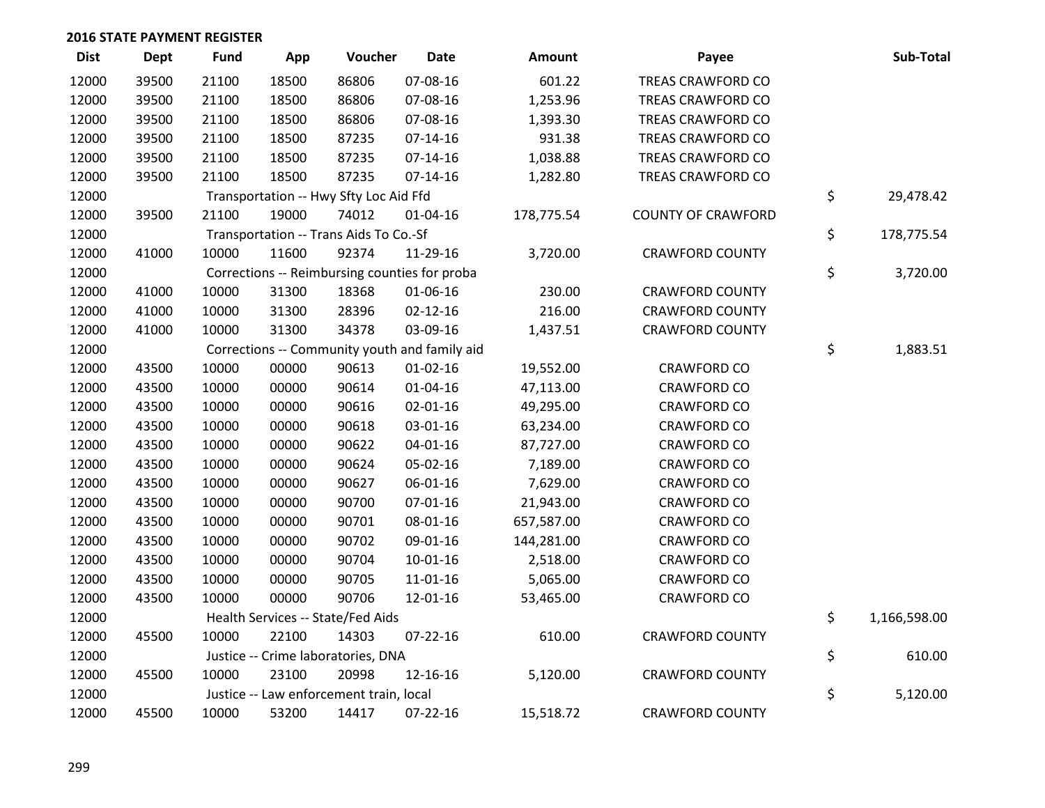## 2016 STATE PAYMENT REGISTER

| Dist | Dept | Fund | App | Voucher | Date | Amount | Payee | Sub-Total |
|---|---|---|---|---|---|---|---|---|
| 12000 | 39500 | 21100 | 18500 | 86806 | 07-08-16 | 601.22 | TREAS CRAWFORD CO | |
| 12000 | 39500 | 21100 | 18500 | 86806 | 07-08-16 | 1,253.96 | TREAS CRAWFORD CO | |
| 12000 | 39500 | 21100 | 18500 | 86806 | 07-08-16 | 1,393.30 | TREAS CRAWFORD CO | |
| 12000 | 39500 | 21100 | 18500 | 87235 | 07-14-16 | 931.38 | TREAS CRAWFORD CO | |
| 12000 | 39500 | 21100 | 18500 | 87235 | 07-14-16 | 1,038.88 | TREAS CRAWFORD CO | |
| 12000 | 39500 | 21100 | 18500 | 87235 | 07-14-16 | 1,282.80 | TREAS CRAWFORD CO | |
| 12000 | | Transportation -- Hwy Sfty Loc Aid Ffd | | | | | | $ 29,478.42 |
| 12000 | 39500 | 21100 | 19000 | 74012 | 01-04-16 | 178,775.54 | COUNTY OF CRAWFORD | |
| 12000 | | Transportation -- Trans Aids To Co.-Sf | | | | | | $ 178,775.54 |
| 12000 | 41000 | 10000 | 11600 | 92374 | 11-29-16 | 3,720.00 | CRAWFORD COUNTY | |
| 12000 | | Corrections -- Reimbursing counties for proba | | | | | | $ 3,720.00 |
| 12000 | 41000 | 10000 | 31300 | 18368 | 01-06-16 | 230.00 | CRAWFORD COUNTY | |
| 12000 | 41000 | 10000 | 31300 | 28396 | 02-12-16 | 216.00 | CRAWFORD COUNTY | |
| 12000 | 41000 | 10000 | 31300 | 34378 | 03-09-16 | 1,437.51 | CRAWFORD COUNTY | |
| 12000 | | Corrections -- Community youth and family aid | | | | | | $ 1,883.51 |
| 12000 | 43500 | 10000 | 00000 | 90613 | 01-02-16 | 19,552.00 | CRAWFORD CO | |
| 12000 | 43500 | 10000 | 00000 | 90614 | 01-04-16 | 47,113.00 | CRAWFORD CO | |
| 12000 | 43500 | 10000 | 00000 | 90616 | 02-01-16 | 49,295.00 | CRAWFORD CO | |
| 12000 | 43500 | 10000 | 00000 | 90618 | 03-01-16 | 63,234.00 | CRAWFORD CO | |
| 12000 | 43500 | 10000 | 00000 | 90622 | 04-01-16 | 87,727.00 | CRAWFORD CO | |
| 12000 | 43500 | 10000 | 00000 | 90624 | 05-02-16 | 7,189.00 | CRAWFORD CO | |
| 12000 | 43500 | 10000 | 00000 | 90627 | 06-01-16 | 7,629.00 | CRAWFORD CO | |
| 12000 | 43500 | 10000 | 00000 | 90700 | 07-01-16 | 21,943.00 | CRAWFORD CO | |
| 12000 | 43500 | 10000 | 00000 | 90701 | 08-01-16 | 657,587.00 | CRAWFORD CO | |
| 12000 | 43500 | 10000 | 00000 | 90702 | 09-01-16 | 144,281.00 | CRAWFORD CO | |
| 12000 | 43500 | 10000 | 00000 | 90704 | 10-01-16 | 2,518.00 | CRAWFORD CO | |
| 12000 | 43500 | 10000 | 00000 | 90705 | 11-01-16 | 5,065.00 | CRAWFORD CO | |
| 12000 | 43500 | 10000 | 00000 | 90706 | 12-01-16 | 53,465.00 | CRAWFORD CO | |
| 12000 | | Health Services -- State/Fed Aids | | | | | | $ 1,166,598.00 |
| 12000 | 45500 | 10000 | 22100 | 14303 | 07-22-16 | 610.00 | CRAWFORD COUNTY | |
| 12000 | | Justice -- Crime laboratories, DNA | | | | | | $ 610.00 |
| 12000 | 45500 | 10000 | 23100 | 20998 | 12-16-16 | 5,120.00 | CRAWFORD COUNTY | |
| 12000 | | Justice -- Law enforcement train, local | | | | | | $ 5,120.00 |
| 12000 | 45500 | 10000 | 53200 | 14417 | 07-22-16 | 15,518.72 | CRAWFORD COUNTY | |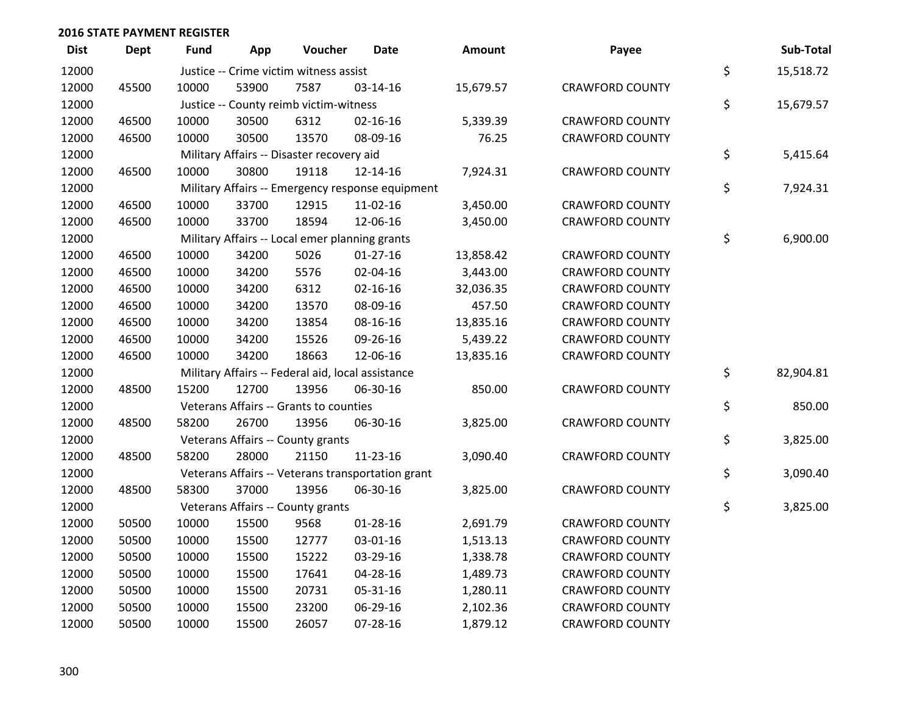## 2016 STATE PAYMENT REGISTER

| Dist | Dept | Fund | App | Voucher | Date | Amount | Payee | Sub-Total |
|---|---|---|---|---|---|---|---|---|
| 12000 | | Justice -- Crime victim witness assist | | | | | | $ 15,518.72 |
| 12000 | 45500 | 10000 | 53900 | 7587 | 03-14-16 | 15,679.57 | CRAWFORD COUNTY | |
| 12000 | | Justice -- County reimb victim-witness | | | | | | $ 15,679.57 |
| 12000 | 46500 | 10000 | 30500 | 6312 | 02-16-16 | 5,339.39 | CRAWFORD COUNTY | |
| 12000 | 46500 | 10000 | 30500 | 13570 | 08-09-16 | 76.25 | CRAWFORD COUNTY | |
| 12000 | | Military Affairs -- Disaster recovery aid | | | | | | $ 5,415.64 |
| 12000 | 46500 | 10000 | 30800 | 19118 | 12-14-16 | 7,924.31 | CRAWFORD COUNTY | |
| 12000 | | Military Affairs -- Emergency response equipment | | | | | | $ 7,924.31 |
| 12000 | 46500 | 10000 | 33700 | 12915 | 11-02-16 | 3,450.00 | CRAWFORD COUNTY | |
| 12000 | 46500 | 10000 | 33700 | 18594 | 12-06-16 | 3,450.00 | CRAWFORD COUNTY | |
| 12000 | | Military Affairs -- Local emer planning grants | | | | | | $ 6,900.00 |
| 12000 | 46500 | 10000 | 34200 | 5026 | 01-27-16 | 13,858.42 | CRAWFORD COUNTY | |
| 12000 | 46500 | 10000 | 34200 | 5576 | 02-04-16 | 3,443.00 | CRAWFORD COUNTY | |
| 12000 | 46500 | 10000 | 34200 | 6312 | 02-16-16 | 32,036.35 | CRAWFORD COUNTY | |
| 12000 | 46500 | 10000 | 34200 | 13570 | 08-09-16 | 457.50 | CRAWFORD COUNTY | |
| 12000 | 46500 | 10000 | 34200 | 13854 | 08-16-16 | 13,835.16 | CRAWFORD COUNTY | |
| 12000 | 46500 | 10000 | 34200 | 15526 | 09-26-16 | 5,439.22 | CRAWFORD COUNTY | |
| 12000 | 46500 | 10000 | 34200 | 18663 | 12-06-16 | 13,835.16 | CRAWFORD COUNTY | |
| 12000 | | Military Affairs -- Federal aid, local assistance | | | | | | $ 82,904.81 |
| 12000 | 48500 | 15200 | 12700 | 13956 | 06-30-16 | 850.00 | CRAWFORD COUNTY | |
| 12000 | | Veterans Affairs -- Grants to counties | | | | | | $ 850.00 |
| 12000 | 48500 | 58200 | 26700 | 13956 | 06-30-16 | 3,825.00 | CRAWFORD COUNTY | |
| 12000 | | Veterans Affairs -- County grants | | | | | | $ 3,825.00 |
| 12000 | 48500 | 58200 | 28000 | 21150 | 11-23-16 | 3,090.40 | CRAWFORD COUNTY | |
| 12000 | | Veterans Affairs -- Veterans transportation grant | | | | | | $ 3,090.40 |
| 12000 | 48500 | 58300 | 37000 | 13956 | 06-30-16 | 3,825.00 | CRAWFORD COUNTY | |
| 12000 | | Veterans Affairs -- County grants | | | | | | $ 3,825.00 |
| 12000 | 50500 | 10000 | 15500 | 9568 | 01-28-16 | 2,691.79 | CRAWFORD COUNTY | |
| 12000 | 50500 | 10000 | 15500 | 12777 | 03-01-16 | 1,513.13 | CRAWFORD COUNTY | |
| 12000 | 50500 | 10000 | 15500 | 15222 | 03-29-16 | 1,338.78 | CRAWFORD COUNTY | |
| 12000 | 50500 | 10000 | 15500 | 17641 | 04-28-16 | 1,489.73 | CRAWFORD COUNTY | |
| 12000 | 50500 | 10000 | 15500 | 20731 | 05-31-16 | 1,280.11 | CRAWFORD COUNTY | |
| 12000 | 50500 | 10000 | 15500 | 23200 | 06-29-16 | 2,102.36 | CRAWFORD COUNTY | |
| 12000 | 50500 | 10000 | 15500 | 26057 | 07-28-16 | 1,879.12 | CRAWFORD COUNTY | |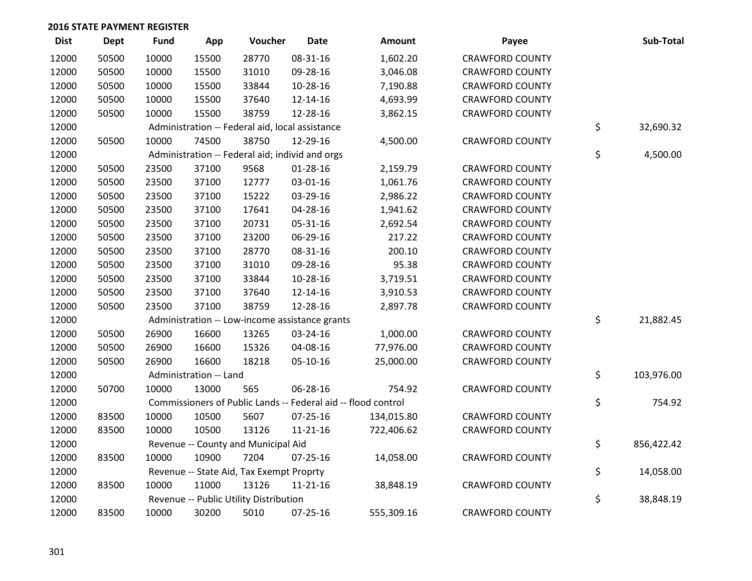## 2016 STATE PAYMENT REGISTER

| Dist | Dept | Fund | App | Voucher | Date | Amount | Payee | Sub-Total |
|---|---|---|---|---|---|---|---|---|
| 12000 | 50500 | 10000 | 15500 | 28770 | 08-31-16 | 1,602.20 | CRAWFORD COUNTY | |
| 12000 | 50500 | 10000 | 15500 | 31010 | 09-28-16 | 3,046.08 | CRAWFORD COUNTY | |
| 12000 | 50500 | 10000 | 15500 | 33844 | 10-28-16 | 7,190.88 | CRAWFORD COUNTY | |
| 12000 | 50500 | 10000 | 15500 | 37640 | 12-14-16 | 4,693.99 | CRAWFORD COUNTY | |
| 12000 | 50500 | 10000 | 15500 | 38759 | 12-28-16 | 3,862.15 | CRAWFORD COUNTY | |
| 12000 | | Administration -- Federal aid, local assistance | | | | | | $ 32,690.32 |
| 12000 | 50500 | 10000 | 74500 | 38750 | 12-29-16 | 4,500.00 | CRAWFORD COUNTY | |
| 12000 | | Administration -- Federal aid; individ and orgs | | | | | | $ 4,500.00 |
| 12000 | 50500 | 23500 | 37100 | 9568 | 01-28-16 | 2,159.79 | CRAWFORD COUNTY | |
| 12000 | 50500 | 23500 | 37100 | 12777 | 03-01-16 | 1,061.76 | CRAWFORD COUNTY | |
| 12000 | 50500 | 23500 | 37100 | 15222 | 03-29-16 | 2,986.22 | CRAWFORD COUNTY | |
| 12000 | 50500 | 23500 | 37100 | 17641 | 04-28-16 | 1,941.62 | CRAWFORD COUNTY | |
| 12000 | 50500 | 23500 | 37100 | 20731 | 05-31-16 | 2,692.54 | CRAWFORD COUNTY | |
| 12000 | 50500 | 23500 | 37100 | 23200 | 06-29-16 | 217.22 | CRAWFORD COUNTY | |
| 12000 | 50500 | 23500 | 37100 | 28770 | 08-31-16 | 200.10 | CRAWFORD COUNTY | |
| 12000 | 50500 | 23500 | 37100 | 31010 | 09-28-16 | 95.38 | CRAWFORD COUNTY | |
| 12000 | 50500 | 23500 | 37100 | 33844 | 10-28-16 | 3,719.51 | CRAWFORD COUNTY | |
| 12000 | 50500 | 23500 | 37100 | 37640 | 12-14-16 | 3,910.53 | CRAWFORD COUNTY | |
| 12000 | 50500 | 23500 | 37100 | 38759 | 12-28-16 | 2,897.78 | CRAWFORD COUNTY | |
| 12000 | | Administration -- Low-income assistance grants | | | | | | $ 21,882.45 |
| 12000 | 50500 | 26900 | 16600 | 13265 | 03-24-16 | 1,000.00 | CRAWFORD COUNTY | |
| 12000 | 50500 | 26900 | 16600 | 15326 | 04-08-16 | 77,976.00 | CRAWFORD COUNTY | |
| 12000 | 50500 | 26900 | 16600 | 18218 | 05-10-16 | 25,000.00 | CRAWFORD COUNTY | |
| 12000 | | Administration -- Land | | | | | | $ 103,976.00 |
| 12000 | 50700 | 10000 | 13000 | 565 | 06-28-16 | 754.92 | CRAWFORD COUNTY | |
| 12000 | | Commissioners of Public Lands -- Federal aid -- flood control | | | | | | $ 754.92 |
| 12000 | 83500 | 10000 | 10500 | 5607 | 07-25-16 | 134,015.80 | CRAWFORD COUNTY | |
| 12000 | 83500 | 10000 | 10500 | 13126 | 11-21-16 | 722,406.62 | CRAWFORD COUNTY | |
| 12000 | | Revenue -- County and Municipal Aid | | | | | | $ 856,422.42 |
| 12000 | 83500 | 10000 | 10900 | 7204 | 07-25-16 | 14,058.00 | CRAWFORD COUNTY | |
| 12000 | | Revenue -- State Aid, Tax Exempt Proprty | | | | | | $ 14,058.00 |
| 12000 | 83500 | 10000 | 11000 | 13126 | 11-21-16 | 38,848.19 | CRAWFORD COUNTY | |
| 12000 | | Revenue -- Public Utility Distribution | | | | | | $ 38,848.19 |
| 12000 | 83500 | 10000 | 30200 | 5010 | 07-25-16 | 555,309.16 | CRAWFORD COUNTY | |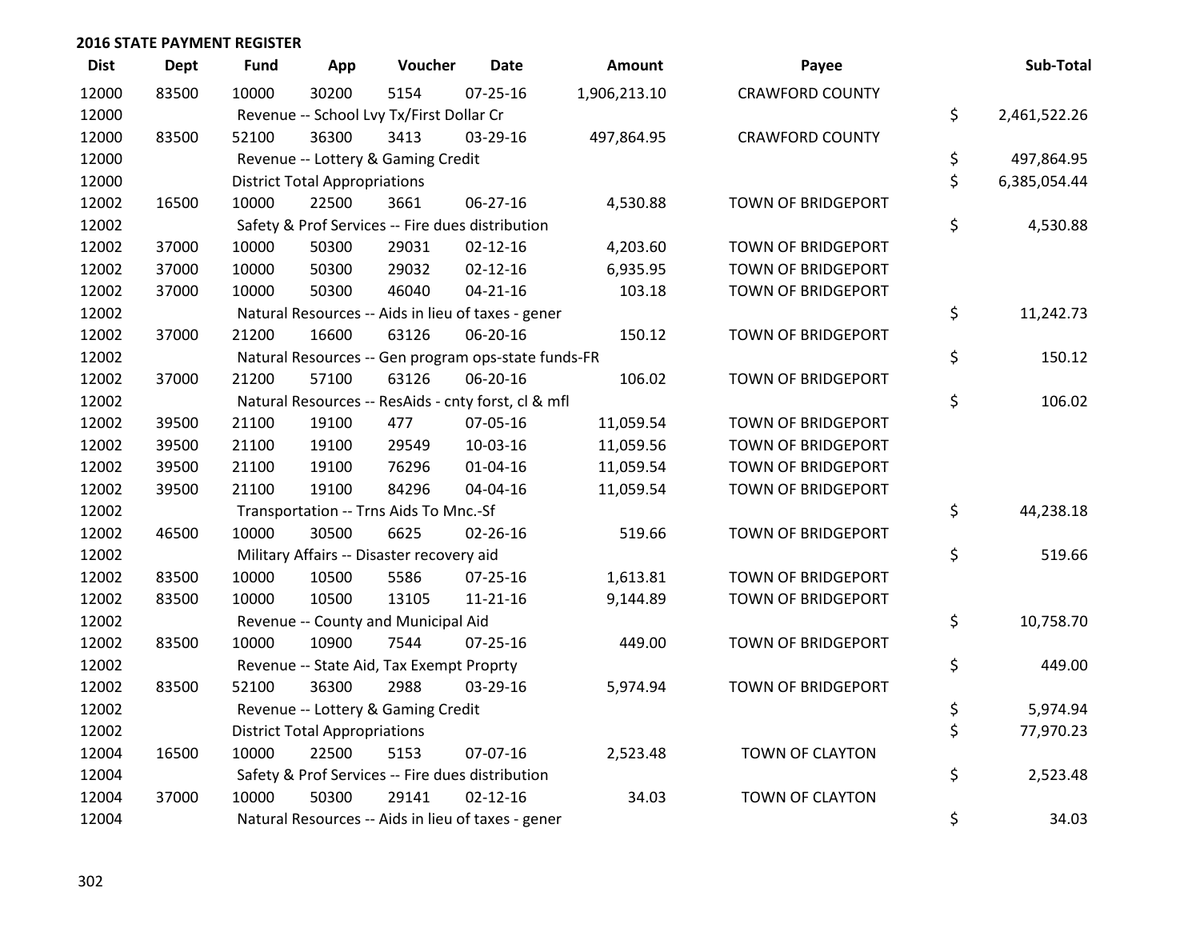## 2016 STATE PAYMENT REGISTER

| Dist | Dept | Fund | App | Voucher | Date | Amount | Payee | Sub-Total |
|---|---|---|---|---|---|---|---|---|
| 12000 | 83500 | 10000 | 30200 | 5154 | 07-25-16 | 1,906,213.10 | CRAWFORD COUNTY | |
| 12000 | | Revenue -- School Lvy Tx/First Dollar Cr | | | | | | $ 2,461,522.26 |
| 12000 | 83500 | 52100 | 36300 | 3413 | 03-29-16 | 497,864.95 | CRAWFORD COUNTY | |
| 12000 | | Revenue -- Lottery & Gaming Credit | | | | | | $ 497,864.95 |
| 12000 | | District Total Appropriations | | | | | | $ 6,385,054.44 |
| 12002 | 16500 | 10000 | 22500 | 3661 | 06-27-16 | 4,530.88 | TOWN OF BRIDGEPORT | |
| 12002 | | Safety & Prof Services -- Fire dues distribution | | | | | | $ 4,530.88 |
| 12002 | 37000 | 10000 | 50300 | 29031 | 02-12-16 | 4,203.60 | TOWN OF BRIDGEPORT | |
| 12002 | 37000 | 10000 | 50300 | 29032 | 02-12-16 | 6,935.95 | TOWN OF BRIDGEPORT | |
| 12002 | 37000 | 10000 | 50300 | 46040 | 04-21-16 | 103.18 | TOWN OF BRIDGEPORT | |
| 12002 | | Natural Resources -- Aids in lieu of taxes - gener | | | | | | $ 11,242.73 |
| 12002 | 37000 | 21200 | 16600 | 63126 | 06-20-16 | 150.12 | TOWN OF BRIDGEPORT | |
| 12002 | | Natural Resources -- Gen program ops-state funds-FR | | | | | | $ 150.12 |
| 12002 | 37000 | 21200 | 57100 | 63126 | 06-20-16 | 106.02 | TOWN OF BRIDGEPORT | |
| 12002 | | Natural Resources -- ResAids - cnty forst, cl & mfl | | | | | | $ 106.02 |
| 12002 | 39500 | 21100 | 19100 | 477 | 07-05-16 | 11,059.54 | TOWN OF BRIDGEPORT | |
| 12002 | 39500 | 21100 | 19100 | 29549 | 10-03-16 | 11,059.56 | TOWN OF BRIDGEPORT | |
| 12002 | 39500 | 21100 | 19100 | 76296 | 01-04-16 | 11,059.54 | TOWN OF BRIDGEPORT | |
| 12002 | 39500 | 21100 | 19100 | 84296 | 04-04-16 | 11,059.54 | TOWN OF BRIDGEPORT | |
| 12002 | | Transportation -- Trns Aids To Mnc.-Sf | | | | | | $ 44,238.18 |
| 12002 | 46500 | 10000 | 30500 | 6625 | 02-26-16 | 519.66 | TOWN OF BRIDGEPORT | |
| 12002 | | Military Affairs -- Disaster recovery aid | | | | | | $ 519.66 |
| 12002 | 83500 | 10000 | 10500 | 5586 | 07-25-16 | 1,613.81 | TOWN OF BRIDGEPORT | |
| 12002 | 83500 | 10000 | 10500 | 13105 | 11-21-16 | 9,144.89 | TOWN OF BRIDGEPORT | |
| 12002 | | Revenue -- County and Municipal Aid | | | | | | $ 10,758.70 |
| 12002 | 83500 | 10000 | 10900 | 7544 | 07-25-16 | 449.00 | TOWN OF BRIDGEPORT | |
| 12002 | | Revenue -- State Aid, Tax Exempt Proprty | | | | | | $ 449.00 |
| 12002 | 83500 | 52100 | 36300 | 2988 | 03-29-16 | 5,974.94 | TOWN OF BRIDGEPORT | |
| 12002 | | Revenue -- Lottery & Gaming Credit | | | | | | $ 5,974.94 |
| 12002 | | District Total Appropriations | | | | | | $ 77,970.23 |
| 12004 | 16500 | 10000 | 22500 | 5153 | 07-07-16 | 2,523.48 | TOWN OF CLAYTON | |
| 12004 | | Safety & Prof Services -- Fire dues distribution | | | | | | $ 2,523.48 |
| 12004 | 37000 | 10000 | 50300 | 29141 | 02-12-16 | 34.03 | TOWN OF CLAYTON | |
| 12004 | | Natural Resources -- Aids in lieu of taxes - gener | | | | | | $ 34.03 |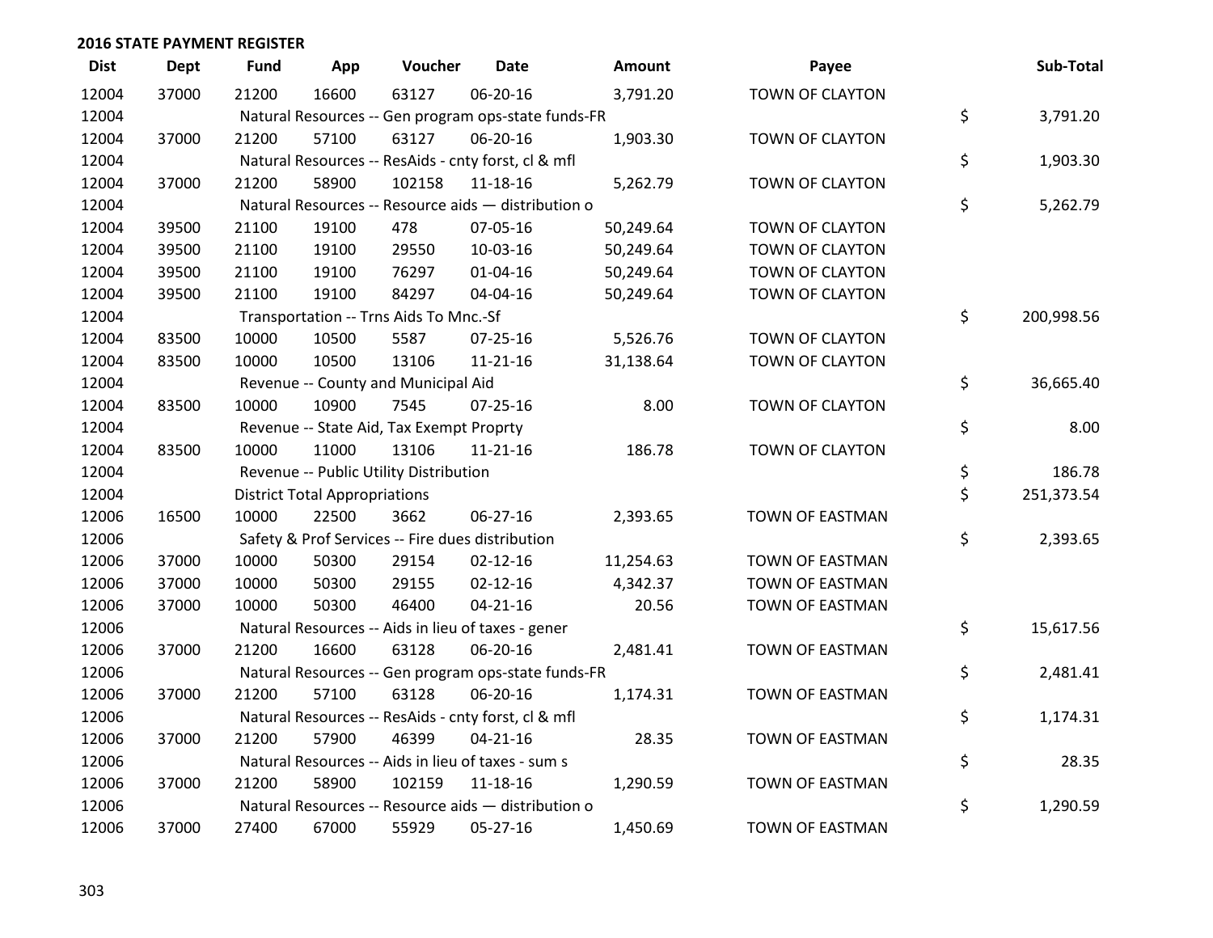## 2016 STATE PAYMENT REGISTER

| Dist | Dept | Fund | App | Voucher | Date | Amount | Payee | Sub-Total |
|---|---|---|---|---|---|---|---|---|
| 12004 | 37000 | 21200 | 16600 | 63127 | 06-20-16 | 3,791.20 | TOWN OF CLAYTON | |
| 12004 | | Natural Resources -- Gen program ops-state funds-FR | | | | | | $ 3,791.20 |
| 12004 | 37000 | 21200 | 57100 | 63127 | 06-20-16 | 1,903.30 | TOWN OF CLAYTON | |
| 12004 | | Natural Resources -- ResAids - cnty forst, cl & mfl | | | | | | $ 1,903.30 |
| 12004 | 37000 | 21200 | 58900 | 102158 | 11-18-16 | 5,262.79 | TOWN OF CLAYTON | |
| 12004 | | Natural Resources -- Resource aids — distribution o | | | | | | $ 5,262.79 |
| 12004 | 39500 | 21100 | 19100 | 478 | 07-05-16 | 50,249.64 | TOWN OF CLAYTON | |
| 12004 | 39500 | 21100 | 19100 | 29550 | 10-03-16 | 50,249.64 | TOWN OF CLAYTON | |
| 12004 | 39500 | 21100 | 19100 | 76297 | 01-04-16 | 50,249.64 | TOWN OF CLAYTON | |
| 12004 | 39500 | 21100 | 19100 | 84297 | 04-04-16 | 50,249.64 | TOWN OF CLAYTON | |
| 12004 | | Transportation -- Trns Aids To Mnc.-Sf | | | | | | $ 200,998.56 |
| 12004 | 83500 | 10000 | 10500 | 5587 | 07-25-16 | 5,526.76 | TOWN OF CLAYTON | |
| 12004 | 83500 | 10000 | 10500 | 13106 | 11-21-16 | 31,138.64 | TOWN OF CLAYTON | |
| 12004 | | Revenue -- County and Municipal Aid | | | | | | $ 36,665.40 |
| 12004 | 83500 | 10000 | 10900 | 7545 | 07-25-16 | 8.00 | TOWN OF CLAYTON | |
| 12004 | | Revenue -- State Aid, Tax Exempt Proprty | | | | | | $ 8.00 |
| 12004 | 83500 | 10000 | 11000 | 13106 | 11-21-16 | 186.78 | TOWN OF CLAYTON | |
| 12004 | | Revenue -- Public Utility Distribution | | | | | | $ 186.78 |
| 12004 | | District Total Appropriations | | | | | | $ 251,373.54 |
| 12006 | 16500 | 10000 | 22500 | 3662 | 06-27-16 | 2,393.65 | TOWN OF EASTMAN | |
| 12006 | | Safety & Prof Services -- Fire dues distribution | | | | | | $ 2,393.65 |
| 12006 | 37000 | 10000 | 50300 | 29154 | 02-12-16 | 11,254.63 | TOWN OF EASTMAN | |
| 12006 | 37000 | 10000 | 50300 | 29155 | 02-12-16 | 4,342.37 | TOWN OF EASTMAN | |
| 12006 | 37000 | 10000 | 50300 | 46400 | 04-21-16 | 20.56 | TOWN OF EASTMAN | |
| 12006 | | Natural Resources -- Aids in lieu of taxes - gener | | | | | | $ 15,617.56 |
| 12006 | 37000 | 21200 | 16600 | 63128 | 06-20-16 | 2,481.41 | TOWN OF EASTMAN | |
| 12006 | | Natural Resources -- Gen program ops-state funds-FR | | | | | | $ 2,481.41 |
| 12006 | 37000 | 21200 | 57100 | 63128 | 06-20-16 | 1,174.31 | TOWN OF EASTMAN | |
| 12006 | | Natural Resources -- ResAids - cnty forst, cl & mfl | | | | | | $ 1,174.31 |
| 12006 | 37000 | 21200 | 57900 | 46399 | 04-21-16 | 28.35 | TOWN OF EASTMAN | |
| 12006 | | Natural Resources -- Aids in lieu of taxes - sum s | | | | | | $ 28.35 |
| 12006 | 37000 | 21200 | 58900 | 102159 | 11-18-16 | 1,290.59 | TOWN OF EASTMAN | |
| 12006 | | Natural Resources -- Resource aids — distribution o | | | | | | $ 1,290.59 |
| 12006 | 37000 | 27400 | 67000 | 55929 | 05-27-16 | 1,450.69 | TOWN OF EASTMAN | |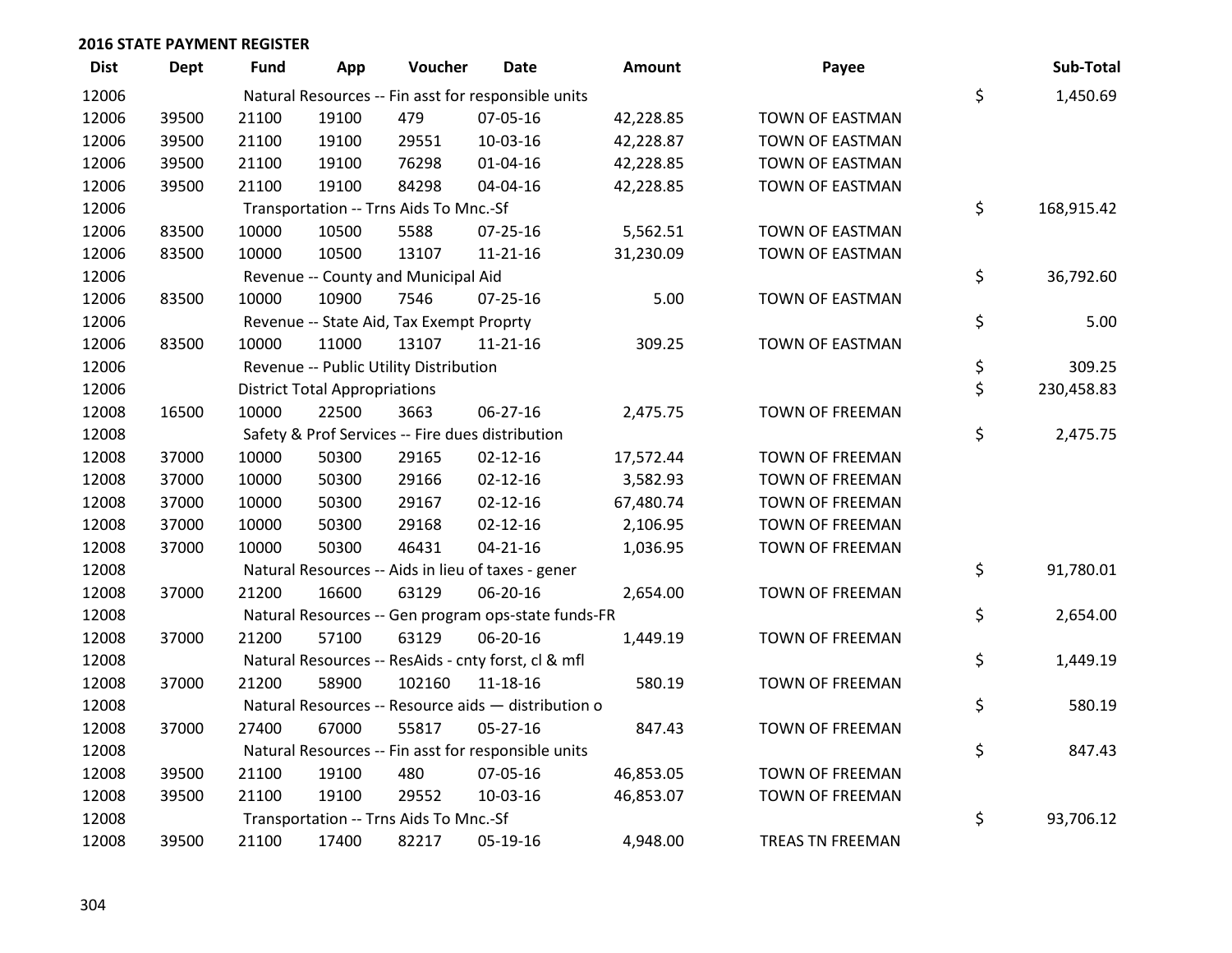## 2016 STATE PAYMENT REGISTER

| Dist | Dept | Fund | App | Voucher | Date | Amount | Payee | Sub-Total |
|---|---|---|---|---|---|---|---|---|
| 12006 | | Natural Resources -- Fin asst for responsible units | | | | | | $ 1,450.69 |
| 12006 | 39500 | 21100 | 19100 | 479 | 07-05-16 | 42,228.85 | TOWN OF EASTMAN | |
| 12006 | 39500 | 21100 | 19100 | 29551 | 10-03-16 | 42,228.87 | TOWN OF EASTMAN | |
| 12006 | 39500 | 21100 | 19100 | 76298 | 01-04-16 | 42,228.85 | TOWN OF EASTMAN | |
| 12006 | 39500 | 21100 | 19100 | 84298 | 04-04-16 | 42,228.85 | TOWN OF EASTMAN | |
| 12006 | | Transportation -- Trns Aids To Mnc.-Sf | | | | | | $ 168,915.42 |
| 12006 | 83500 | 10000 | 10500 | 5588 | 07-25-16 | 5,562.51 | TOWN OF EASTMAN | |
| 12006 | 83500 | 10000 | 10500 | 13107 | 11-21-16 | 31,230.09 | TOWN OF EASTMAN | |
| 12006 | | Revenue -- County and Municipal Aid | | | | | | $ 36,792.60 |
| 12006 | 83500 | 10000 | 10900 | 7546 | 07-25-16 | 5.00 | TOWN OF EASTMAN | |
| 12006 | | Revenue -- State Aid, Tax Exempt Proprty | | | | | | $ 5.00 |
| 12006 | 83500 | 10000 | 11000 | 13107 | 11-21-16 | 309.25 | TOWN OF EASTMAN | |
| 12006 | | Revenue -- Public Utility Distribution | | | | | | $ 309.25 |
| 12006 | | District Total Appropriations | | | | | | $ 230,458.83 |
| 12008 | 16500 | 10000 | 22500 | 3663 | 06-27-16 | 2,475.75 | TOWN OF FREEMAN | |
| 12008 | | Safety & Prof Services -- Fire dues distribution | | | | | | $ 2,475.75 |
| 12008 | 37000 | 10000 | 50300 | 29165 | 02-12-16 | 17,572.44 | TOWN OF FREEMAN | |
| 12008 | 37000 | 10000 | 50300 | 29166 | 02-12-16 | 3,582.93 | TOWN OF FREEMAN | |
| 12008 | 37000 | 10000 | 50300 | 29167 | 02-12-16 | 67,480.74 | TOWN OF FREEMAN | |
| 12008 | 37000 | 10000 | 50300 | 29168 | 02-12-16 | 2,106.95 | TOWN OF FREEMAN | |
| 12008 | 37000 | 10000 | 50300 | 46431 | 04-21-16 | 1,036.95 | TOWN OF FREEMAN | |
| 12008 | | Natural Resources -- Aids in lieu of taxes - gener | | | | | | $ 91,780.01 |
| 12008 | 37000 | 21200 | 16600 | 63129 | 06-20-16 | 2,654.00 | TOWN OF FREEMAN | |
| 12008 | | Natural Resources -- Gen program ops-state funds-FR | | | | | | $ 2,654.00 |
| 12008 | 37000 | 21200 | 57100 | 63129 | 06-20-16 | 1,449.19 | TOWN OF FREEMAN | |
| 12008 | | Natural Resources -- ResAids - cnty forst, cl & mfl | | | | | | $ 1,449.19 |
| 12008 | 37000 | 21200 | 58900 | 102160 | 11-18-16 | 580.19 | TOWN OF FREEMAN | |
| 12008 | | Natural Resources -- Resource aids — distribution o | | | | | | $ 580.19 |
| 12008 | 37000 | 27400 | 67000 | 55817 | 05-27-16 | 847.43 | TOWN OF FREEMAN | |
| 12008 | | Natural Resources -- Fin asst for responsible units | | | | | | $ 847.43 |
| 12008 | 39500 | 21100 | 19100 | 480 | 07-05-16 | 46,853.05 | TOWN OF FREEMAN | |
| 12008 | 39500 | 21100 | 19100 | 29552 | 10-03-16 | 46,853.07 | TOWN OF FREEMAN | |
| 12008 | | Transportation -- Trns Aids To Mnc.-Sf | | | | | | $ 93,706.12 |
| 12008 | 39500 | 21100 | 17400 | 82217 | 05-19-16 | 4,948.00 | TREAS TN FREEMAN | |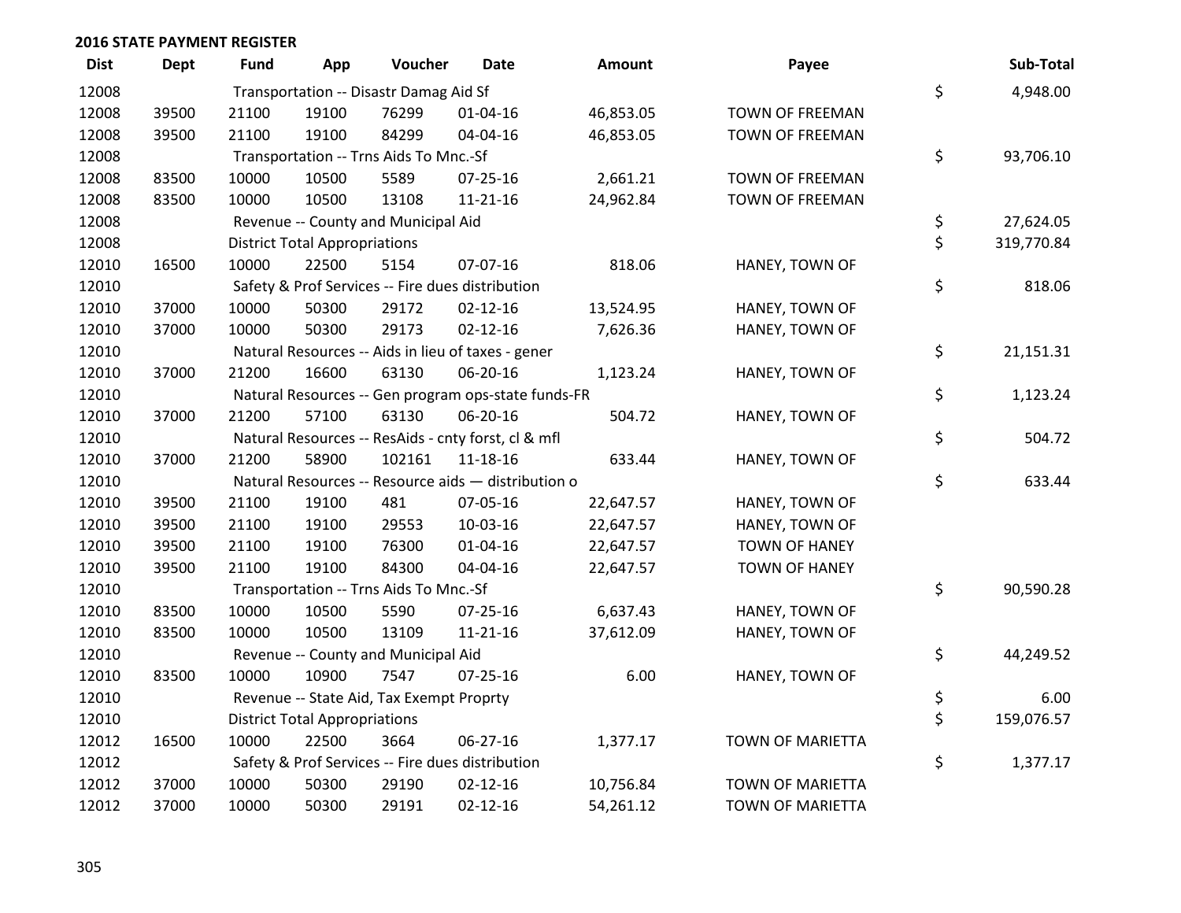**2016 STATE PAYMENT REGISTER**

| Dist | Dept | Fund | App | Voucher | Date | Amount | Payee | Sub-Total |
|---|---|---|---|---|---|---|---|---|
| 12008 | | Transportation -- Disastr Damag Aid Sf | | | | | | $ 4,948.00 |
| 12008 | 39500 | 21100 | 19100 | 76299 | 01-04-16 | 46,853.05 | TOWN OF FREEMAN | |
| 12008 | 39500 | 21100 | 19100 | 84299 | 04-04-16 | 46,853.05 | TOWN OF FREEMAN | |
| 12008 | | Transportation -- Trns Aids To Mnc.-Sf | | | | | | $ 93,706.10 |
| 12008 | 83500 | 10000 | 10500 | 5589 | 07-25-16 | 2,661.21 | TOWN OF FREEMAN | |
| 12008 | 83500 | 10000 | 10500 | 13108 | 11-21-16 | 24,962.84 | TOWN OF FREEMAN | |
| 12008 | | Revenue -- County and Municipal Aid | | | | | | $ 27,624.05 |
| 12008 | | District Total Appropriations | | | | | | $ 319,770.84 |
| 12010 | 16500 | 10000 | 22500 | 5154 | 07-07-16 | 818.06 | HANEY, TOWN OF | |
| 12010 | | Safety & Prof Services -- Fire dues distribution | | | | | | $ 818.06 |
| 12010 | 37000 | 10000 | 50300 | 29172 | 02-12-16 | 13,524.95 | HANEY, TOWN OF | |
| 12010 | 37000 | 10000 | 50300 | 29173 | 02-12-16 | 7,626.36 | HANEY, TOWN OF | |
| 12010 | | Natural Resources -- Aids in lieu of taxes - gener | | | | | | $ 21,151.31 |
| 12010 | 37000 | 21200 | 16600 | 63130 | 06-20-16 | 1,123.24 | HANEY, TOWN OF | |
| 12010 | | Natural Resources -- Gen program ops-state funds-FR | | | | | | $ 1,123.24 |
| 12010 | 37000 | 21200 | 57100 | 63130 | 06-20-16 | 504.72 | HANEY, TOWN OF | |
| 12010 | | Natural Resources -- ResAids - cnty forst, cl & mfl | | | | | | $ 504.72 |
| 12010 | 37000 | 21200 | 58900 | 102161 | 11-18-16 | 633.44 | HANEY, TOWN OF | |
| 12010 | | Natural Resources -- Resource aids — distribution o | | | | | | $ 633.44 |
| 12010 | 39500 | 21100 | 19100 | 481 | 07-05-16 | 22,647.57 | HANEY, TOWN OF | |
| 12010 | 39500 | 21100 | 19100 | 29553 | 10-03-16 | 22,647.57 | HANEY, TOWN OF | |
| 12010 | 39500 | 21100 | 19100 | 76300 | 01-04-16 | 22,647.57 | TOWN OF HANEY | |
| 12010 | 39500 | 21100 | 19100 | 84300 | 04-04-16 | 22,647.57 | TOWN OF HANEY | |
| 12010 | | Transportation -- Trns Aids To Mnc.-Sf | | | | | | $ 90,590.28 |
| 12010 | 83500 | 10000 | 10500 | 5590 | 07-25-16 | 6,637.43 | HANEY, TOWN OF | |
| 12010 | 83500 | 10000 | 10500 | 13109 | 11-21-16 | 37,612.09 | HANEY, TOWN OF | |
| 12010 | | Revenue -- County and Municipal Aid | | | | | | $ 44,249.52 |
| 12010 | 83500 | 10000 | 10900 | 7547 | 07-25-16 | 6.00 | HANEY, TOWN OF | |
| 12010 | | Revenue -- State Aid, Tax Exempt Proprty | | | | | | $ 6.00 |
| 12010 | | District Total Appropriations | | | | | | $ 159,076.57 |
| 12012 | 16500 | 10000 | 22500 | 3664 | 06-27-16 | 1,377.17 | TOWN OF MARIETTA | |
| 12012 | | Safety & Prof Services -- Fire dues distribution | | | | | | $ 1,377.17 |
| 12012 | 37000 | 10000 | 50300 | 29190 | 02-12-16 | 10,756.84 | TOWN OF MARIETTA | |
| 12012 | 37000 | 10000 | 50300 | 29191 | 02-12-16 | 54,261.12 | TOWN OF MARIETTA | |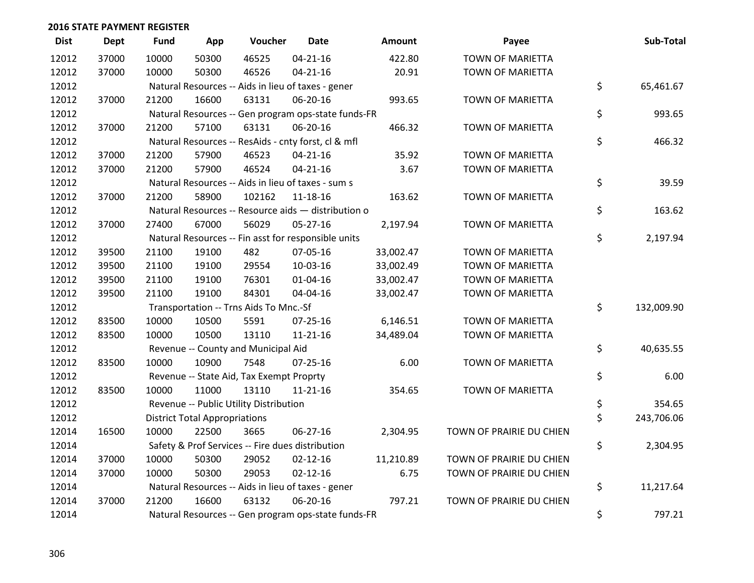## 2016 STATE PAYMENT REGISTER

| Dist | Dept | Fund | App | Voucher | Date | Amount | Payee | Sub-Total |
|---|---|---|---|---|---|---|---|---|
| 12012 | 37000 | 10000 | 50300 | 46525 | 04-21-16 | 422.80 | TOWN OF MARIETTA | |
| 12012 | 37000 | 10000 | 50300 | 46526 | 04-21-16 | 20.91 | TOWN OF MARIETTA | |
| 12012 | | Natural Resources -- Aids in lieu of taxes - gener | | | | | | $ 65,461.67 |
| 12012 | 37000 | 21200 | 16600 | 63131 | 06-20-16 | 993.65 | TOWN OF MARIETTA | |
| 12012 | | Natural Resources -- Gen program ops-state funds-FR | | | | | | $ 993.65 |
| 12012 | 37000 | 21200 | 57100 | 63131 | 06-20-16 | 466.32 | TOWN OF MARIETTA | |
| 12012 | | Natural Resources -- ResAids - cnty forst, cl & mfl | | | | | | $ 466.32 |
| 12012 | 37000 | 21200 | 57900 | 46523 | 04-21-16 | 35.92 | TOWN OF MARIETTA | |
| 12012 | 37000 | 21200 | 57900 | 46524 | 04-21-16 | 3.67 | TOWN OF MARIETTA | |
| 12012 | | Natural Resources -- Aids in lieu of taxes - sum s | | | | | | $ 39.59 |
| 12012 | 37000 | 21200 | 58900 | 102162 | 11-18-16 | 163.62 | TOWN OF MARIETTA | |
| 12012 | | Natural Resources -- Resource aids — distribution o | | | | | | $ 163.62 |
| 12012 | 37000 | 27400 | 67000 | 56029 | 05-27-16 | 2,197.94 | TOWN OF MARIETTA | |
| 12012 | | Natural Resources -- Fin asst for responsible units | | | | | | $ 2,197.94 |
| 12012 | 39500 | 21100 | 19100 | 482 | 07-05-16 | 33,002.47 | TOWN OF MARIETTA | |
| 12012 | 39500 | 21100 | 19100 | 29554 | 10-03-16 | 33,002.49 | TOWN OF MARIETTA | |
| 12012 | 39500 | 21100 | 19100 | 76301 | 01-04-16 | 33,002.47 | TOWN OF MARIETTA | |
| 12012 | 39500 | 21100 | 19100 | 84301 | 04-04-16 | 33,002.47 | TOWN OF MARIETTA | |
| 12012 | | Transportation -- Trns Aids To Mnc.-Sf | | | | | | $ 132,009.90 |
| 12012 | 83500 | 10000 | 10500 | 5591 | 07-25-16 | 6,146.51 | TOWN OF MARIETTA | |
| 12012 | 83500 | 10000 | 10500 | 13110 | 11-21-16 | 34,489.04 | TOWN OF MARIETTA | |
| 12012 | | Revenue -- County and Municipal Aid | | | | | | $ 40,635.55 |
| 12012 | 83500 | 10000 | 10900 | 7548 | 07-25-16 | 6.00 | TOWN OF MARIETTA | |
| 12012 | | Revenue -- State Aid, Tax Exempt Proprty | | | | | | $ 6.00 |
| 12012 | 83500 | 10000 | 11000 | 13110 | 11-21-16 | 354.65 | TOWN OF MARIETTA | |
| 12012 | | Revenue -- Public Utility Distribution | | | | | | $ 354.65 |
| 12012 | | District Total Appropriations | | | | | | $ 243,706.06 |
| 12014 | 16500 | 10000 | 22500 | 3665 | 06-27-16 | 2,304.95 | TOWN OF PRAIRIE DU CHIEN | |
| 12014 | | Safety & Prof Services -- Fire dues distribution | | | | | | $ 2,304.95 |
| 12014 | 37000 | 10000 | 50300 | 29052 | 02-12-16 | 11,210.89 | TOWN OF PRAIRIE DU CHIEN | |
| 12014 | 37000 | 10000 | 50300 | 29053 | 02-12-16 | 6.75 | TOWN OF PRAIRIE DU CHIEN | |
| 12014 | | Natural Resources -- Aids in lieu of taxes - gener | | | | | | $ 11,217.64 |
| 12014 | 37000 | 21200 | 16600 | 63132 | 06-20-16 | 797.21 | TOWN OF PRAIRIE DU CHIEN | |
| 12014 | | Natural Resources -- Gen program ops-state funds-FR | | | | | | $ 797.21 |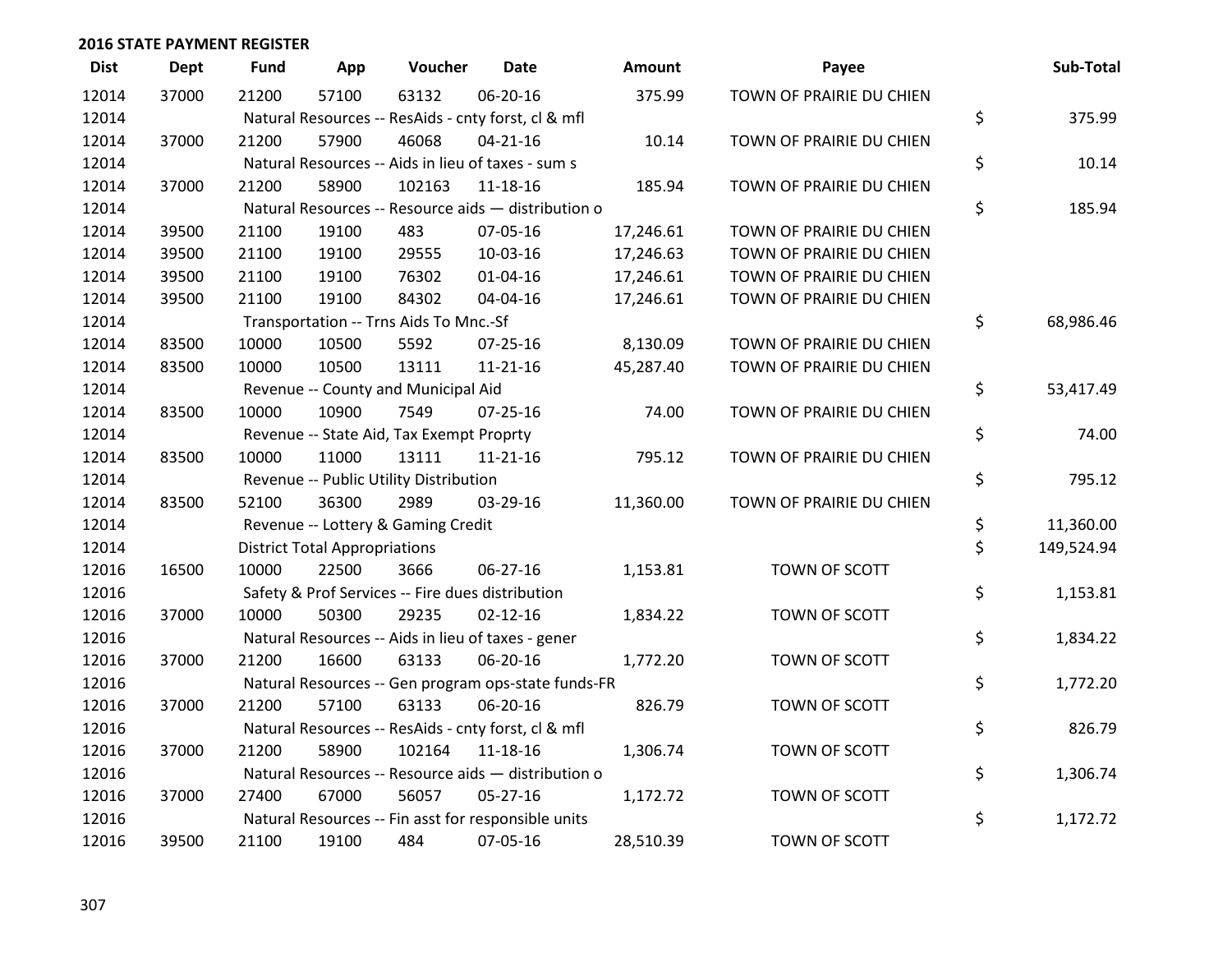## 2016 STATE PAYMENT REGISTER

| Dist | Dept | Fund | App | Voucher | Date | Amount | Payee | Sub-Total |
|---|---|---|---|---|---|---|---|---|
| 12014 | 37000 | 21200 | 57100 | 63132 | 06-20-16 | 375.99 | TOWN OF PRAIRIE DU CHIEN | |
| 12014 | | Natural Resources -- ResAids - cnty forst, cl & mfl | | | | | | $ 375.99 |
| 12014 | 37000 | 21200 | 57900 | 46068 | 04-21-16 | 10.14 | TOWN OF PRAIRIE DU CHIEN | |
| 12014 | | Natural Resources -- Aids in lieu of taxes - sum s | | | | | | $ 10.14 |
| 12014 | 37000 | 21200 | 58900 | 102163 | 11-18-16 | 185.94 | TOWN OF PRAIRIE DU CHIEN | |
| 12014 | | Natural Resources -- Resource aids — distribution o | | | | | | $ 185.94 |
| 12014 | 39500 | 21100 | 19100 | 483 | 07-05-16 | 17,246.61 | TOWN OF PRAIRIE DU CHIEN | |
| 12014 | 39500 | 21100 | 19100 | 29555 | 10-03-16 | 17,246.63 | TOWN OF PRAIRIE DU CHIEN | |
| 12014 | 39500 | 21100 | 19100 | 76302 | 01-04-16 | 17,246.61 | TOWN OF PRAIRIE DU CHIEN | |
| 12014 | 39500 | 21100 | 19100 | 84302 | 04-04-16 | 17,246.61 | TOWN OF PRAIRIE DU CHIEN | |
| 12014 | | Transportation -- Trns Aids To Mnc.-Sf | | | | | | $ 68,986.46 |
| 12014 | 83500 | 10000 | 10500 | 5592 | 07-25-16 | 8,130.09 | TOWN OF PRAIRIE DU CHIEN | |
| 12014 | 83500 | 10000 | 10500 | 13111 | 11-21-16 | 45,287.40 | TOWN OF PRAIRIE DU CHIEN | |
| 12014 | | Revenue -- County and Municipal Aid | | | | | | $ 53,417.49 |
| 12014 | 83500 | 10000 | 10900 | 7549 | 07-25-16 | 74.00 | TOWN OF PRAIRIE DU CHIEN | |
| 12014 | | Revenue -- State Aid, Tax Exempt Proprty | | | | | | $ 74.00 |
| 12014 | 83500 | 10000 | 11000 | 13111 | 11-21-16 | 795.12 | TOWN OF PRAIRIE DU CHIEN | |
| 12014 | | Revenue -- Public Utility Distribution | | | | | | $ 795.12 |
| 12014 | 83500 | 52100 | 36300 | 2989 | 03-29-16 | 11,360.00 | TOWN OF PRAIRIE DU CHIEN | |
| 12014 | | Revenue -- Lottery & Gaming Credit | | | | | | $ 11,360.00 |
| 12014 | | District Total Appropriations | | | | | | $ 149,524.94 |
| 12016 | 16500 | 10000 | 22500 | 3666 | 06-27-16 | 1,153.81 | TOWN OF SCOTT | |
| 12016 | | Safety & Prof Services -- Fire dues distribution | | | | | | $ 1,153.81 |
| 12016 | 37000 | 10000 | 50300 | 29235 | 02-12-16 | 1,834.22 | TOWN OF SCOTT | |
| 12016 | | Natural Resources -- Aids in lieu of taxes - gener | | | | | | $ 1,834.22 |
| 12016 | 37000 | 21200 | 16600 | 63133 | 06-20-16 | 1,772.20 | TOWN OF SCOTT | |
| 12016 | | Natural Resources -- Gen program ops-state funds-FR | | | | | | $ 1,772.20 |
| 12016 | 37000 | 21200 | 57100 | 63133 | 06-20-16 | 826.79 | TOWN OF SCOTT | |
| 12016 | | Natural Resources -- ResAids - cnty forst, cl & mfl | | | | | | $ 826.79 |
| 12016 | 37000 | 21200 | 58900 | 102164 | 11-18-16 | 1,306.74 | TOWN OF SCOTT | |
| 12016 | | Natural Resources -- Resource aids — distribution o | | | | | | $ 1,306.74 |
| 12016 | 37000 | 27400 | 67000 | 56057 | 05-27-16 | 1,172.72 | TOWN OF SCOTT | |
| 12016 | | Natural Resources -- Fin asst for responsible units | | | | | | $ 1,172.72 |
| 12016 | 39500 | 21100 | 19100 | 484 | 07-05-16 | 28,510.39 | TOWN OF SCOTT | |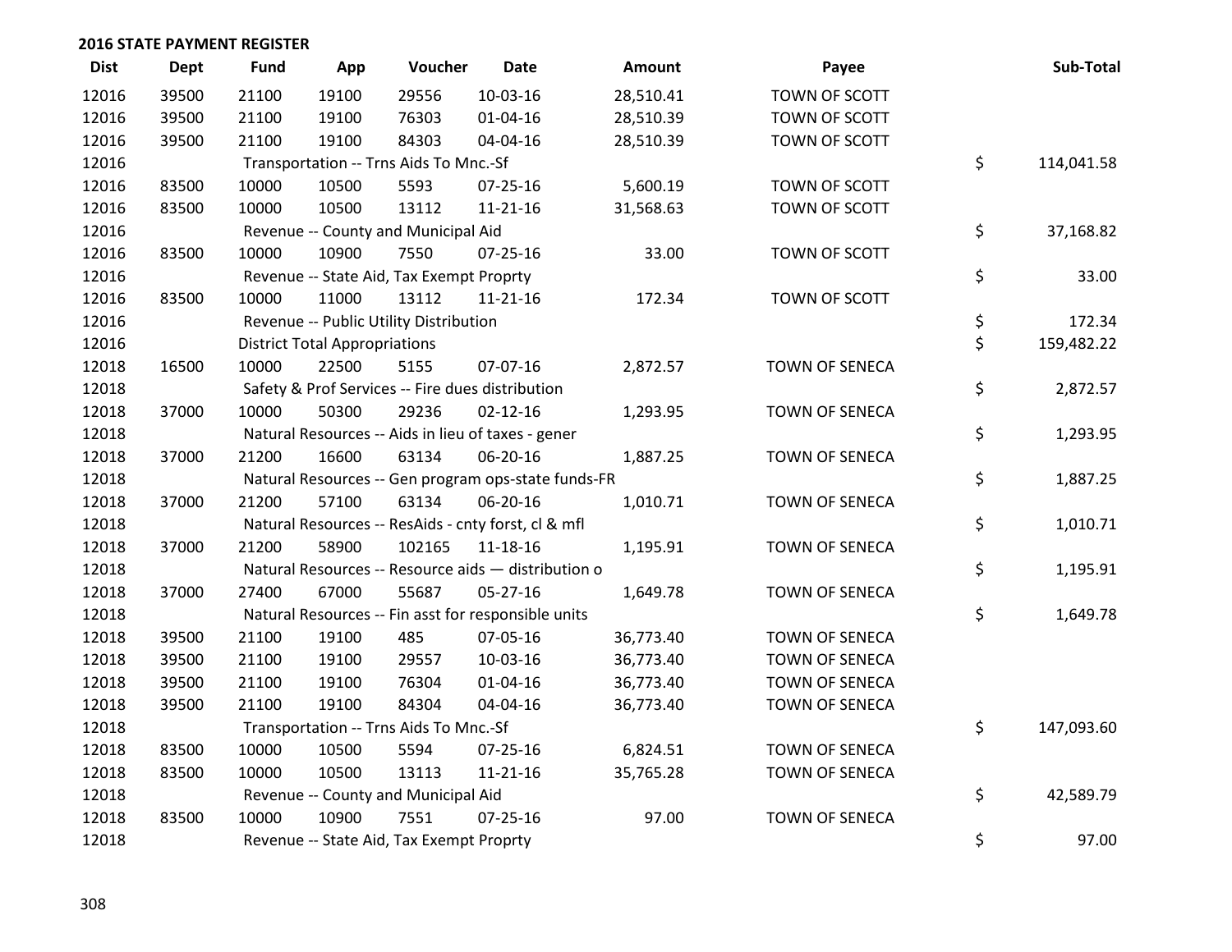## 2016 STATE PAYMENT REGISTER

| Dist | Dept | Fund | App | Voucher | Date | Amount | Payee | Sub-Total |
|---|---|---|---|---|---|---|---|---|
| 12016 | 39500 | 21100 | 19100 | 29556 | 10-03-16 | 28,510.41 | TOWN OF SCOTT | |
| 12016 | 39500 | 21100 | 19100 | 76303 | 01-04-16 | 28,510.39 | TOWN OF SCOTT | |
| 12016 | 39500 | 21100 | 19100 | 84303 | 04-04-16 | 28,510.39 | TOWN OF SCOTT | |
| 12016 | | Transportation -- Trns Aids To Mnc.-Sf | | | | | | $ 114,041.58 |
| 12016 | 83500 | 10000 | 10500 | 5593 | 07-25-16 | 5,600.19 | TOWN OF SCOTT | |
| 12016 | 83500 | 10000 | 10500 | 13112 | 11-21-16 | 31,568.63 | TOWN OF SCOTT | |
| 12016 | | Revenue -- County and Municipal Aid | | | | | | $ 37,168.82 |
| 12016 | 83500 | 10000 | 10900 | 7550 | 07-25-16 | 33.00 | TOWN OF SCOTT | |
| 12016 | | Revenue -- State Aid, Tax Exempt Proprty | | | | | | $ 33.00 |
| 12016 | 83500 | 10000 | 11000 | 13112 | 11-21-16 | 172.34 | TOWN OF SCOTT | |
| 12016 | | Revenue -- Public Utility Distribution | | | | | | $ 172.34 |
| 12016 | | District Total Appropriations | | | | | | $ 159,482.22 |
| 12018 | 16500 | 10000 | 22500 | 5155 | 07-07-16 | 2,872.57 | TOWN OF SENECA | |
| 12018 | | Safety & Prof Services -- Fire dues distribution | | | | | | $ 2,872.57 |
| 12018 | 37000 | 10000 | 50300 | 29236 | 02-12-16 | 1,293.95 | TOWN OF SENECA | |
| 12018 | | Natural Resources -- Aids in lieu of taxes - gener | | | | | | $ 1,293.95 |
| 12018 | 37000 | 21200 | 16600 | 63134 | 06-20-16 | 1,887.25 | TOWN OF SENECA | |
| 12018 | | Natural Resources -- Gen program ops-state funds-FR | | | | | | $ 1,887.25 |
| 12018 | 37000 | 21200 | 57100 | 63134 | 06-20-16 | 1,010.71 | TOWN OF SENECA | |
| 12018 | | Natural Resources -- ResAids - cnty forst, cl & mfl | | | | | | $ 1,010.71 |
| 12018 | 37000 | 21200 | 58900 | 102165 | 11-18-16 | 1,195.91 | TOWN OF SENECA | |
| 12018 | | Natural Resources -- Resource aids — distribution o | | | | | | $ 1,195.91 |
| 12018 | 37000 | 27400 | 67000 | 55687 | 05-27-16 | 1,649.78 | TOWN OF SENECA | |
| 12018 | | Natural Resources -- Fin asst for responsible units | | | | | | $ 1,649.78 |
| 12018 | 39500 | 21100 | 19100 | 485 | 07-05-16 | 36,773.40 | TOWN OF SENECA | |
| 12018 | 39500 | 21100 | 19100 | 29557 | 10-03-16 | 36,773.40 | TOWN OF SENECA | |
| 12018 | 39500 | 21100 | 19100 | 76304 | 01-04-16 | 36,773.40 | TOWN OF SENECA | |
| 12018 | 39500 | 21100 | 19100 | 84304 | 04-04-16 | 36,773.40 | TOWN OF SENECA | |
| 12018 | | Transportation -- Trns Aids To Mnc.-Sf | | | | | | $ 147,093.60 |
| 12018 | 83500 | 10000 | 10500 | 5594 | 07-25-16 | 6,824.51 | TOWN OF SENECA | |
| 12018 | 83500 | 10000 | 10500 | 13113 | 11-21-16 | 35,765.28 | TOWN OF SENECA | |
| 12018 | | Revenue -- County and Municipal Aid | | | | | | $ 42,589.79 |
| 12018 | 83500 | 10000 | 10900 | 7551 | 07-25-16 | 97.00 | TOWN OF SENECA | |
| 12018 | | Revenue -- State Aid, Tax Exempt Proprty | | | | | | $ 97.00 |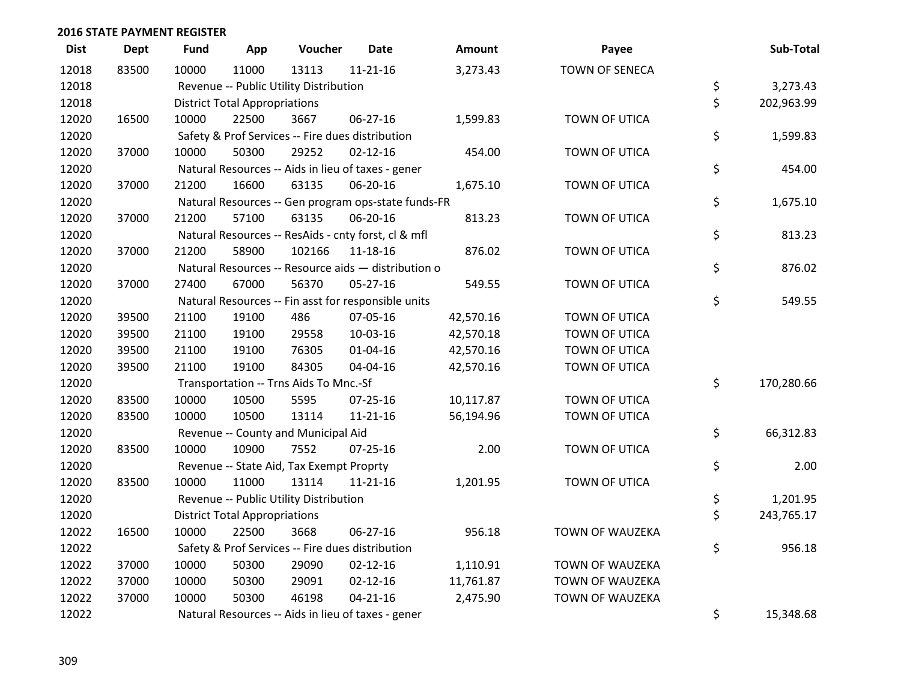## 2016 STATE PAYMENT REGISTER

| Dist | Dept | Fund | App | Voucher | Date | Amount | Payee | Sub-Total |
|---|---|---|---|---|---|---|---|---|
| 12018 | 83500 | 10000 | 11000 | 13113 | 11-21-16 | 3,273.43 | TOWN OF SENECA | |
| 12018 | | Revenue -- Public Utility Distribution | | | | | | $ 3,273.43 |
| 12018 | | District Total Appropriations | | | | | | $ 202,963.99 |
| 12020 | 16500 | 10000 | 22500 | 3667 | 06-27-16 | 1,599.83 | TOWN OF UTICA | |
| 12020 | | Safety & Prof Services -- Fire dues distribution | | | | | | $ 1,599.83 |
| 12020 | 37000 | 10000 | 50300 | 29252 | 02-12-16 | 454.00 | TOWN OF UTICA | |
| 12020 | | Natural Resources -- Aids in lieu of taxes - gener | | | | | | $ 454.00 |
| 12020 | 37000 | 21200 | 16600 | 63135 | 06-20-16 | 1,675.10 | TOWN OF UTICA | |
| 12020 | | Natural Resources -- Gen program ops-state funds-FR | | | | | | $ 1,675.10 |
| 12020 | 37000 | 21200 | 57100 | 63135 | 06-20-16 | 813.23 | TOWN OF UTICA | |
| 12020 | | Natural Resources -- ResAids - cnty forst, cl & mfl | | | | | | $ 813.23 |
| 12020 | 37000 | 21200 | 58900 | 102166 | 11-18-16 | 876.02 | TOWN OF UTICA | |
| 12020 | | Natural Resources -- Resource aids — distribution o | | | | | | $ 876.02 |
| 12020 | 37000 | 27400 | 67000 | 56370 | 05-27-16 | 549.55 | TOWN OF UTICA | |
| 12020 | | Natural Resources -- Fin asst for responsible units | | | | | | $ 549.55 |
| 12020 | 39500 | 21100 | 19100 | 486 | 07-05-16 | 42,570.16 | TOWN OF UTICA | |
| 12020 | 39500 | 21100 | 19100 | 29558 | 10-03-16 | 42,570.18 | TOWN OF UTICA | |
| 12020 | 39500 | 21100 | 19100 | 76305 | 01-04-16 | 42,570.16 | TOWN OF UTICA | |
| 12020 | 39500 | 21100 | 19100 | 84305 | 04-04-16 | 42,570.16 | TOWN OF UTICA | |
| 12020 | | Transportation -- Trns Aids To Mnc.-Sf | | | | | | $ 170,280.66 |
| 12020 | 83500 | 10000 | 10500 | 5595 | 07-25-16 | 10,117.87 | TOWN OF UTICA | |
| 12020 | 83500 | 10000 | 10500 | 13114 | 11-21-16 | 56,194.96 | TOWN OF UTICA | |
| 12020 | | Revenue -- County and Municipal Aid | | | | | | $ 66,312.83 |
| 12020 | 83500 | 10000 | 10900 | 7552 | 07-25-16 | 2.00 | TOWN OF UTICA | |
| 12020 | | Revenue -- State Aid, Tax Exempt Proprty | | | | | | $ 2.00 |
| 12020 | 83500 | 10000 | 11000 | 13114 | 11-21-16 | 1,201.95 | TOWN OF UTICA | |
| 12020 | | Revenue -- Public Utility Distribution | | | | | | $ 1,201.95 |
| 12020 | | District Total Appropriations | | | | | | $ 243,765.17 |
| 12022 | 16500 | 10000 | 22500 | 3668 | 06-27-16 | 956.18 | TOWN OF WAUZEKA | |
| 12022 | | Safety & Prof Services -- Fire dues distribution | | | | | | $ 956.18 |
| 12022 | 37000 | 10000 | 50300 | 29090 | 02-12-16 | 1,110.91 | TOWN OF WAUZEKA | |
| 12022 | 37000 | 10000 | 50300 | 29091 | 02-12-16 | 11,761.87 | TOWN OF WAUZEKA | |
| 12022 | 37000 | 10000 | 50300 | 46198 | 04-21-16 | 2,475.90 | TOWN OF WAUZEKA | |
| 12022 | | Natural Resources -- Aids in lieu of taxes - gener | | | | | | $ 15,348.68 |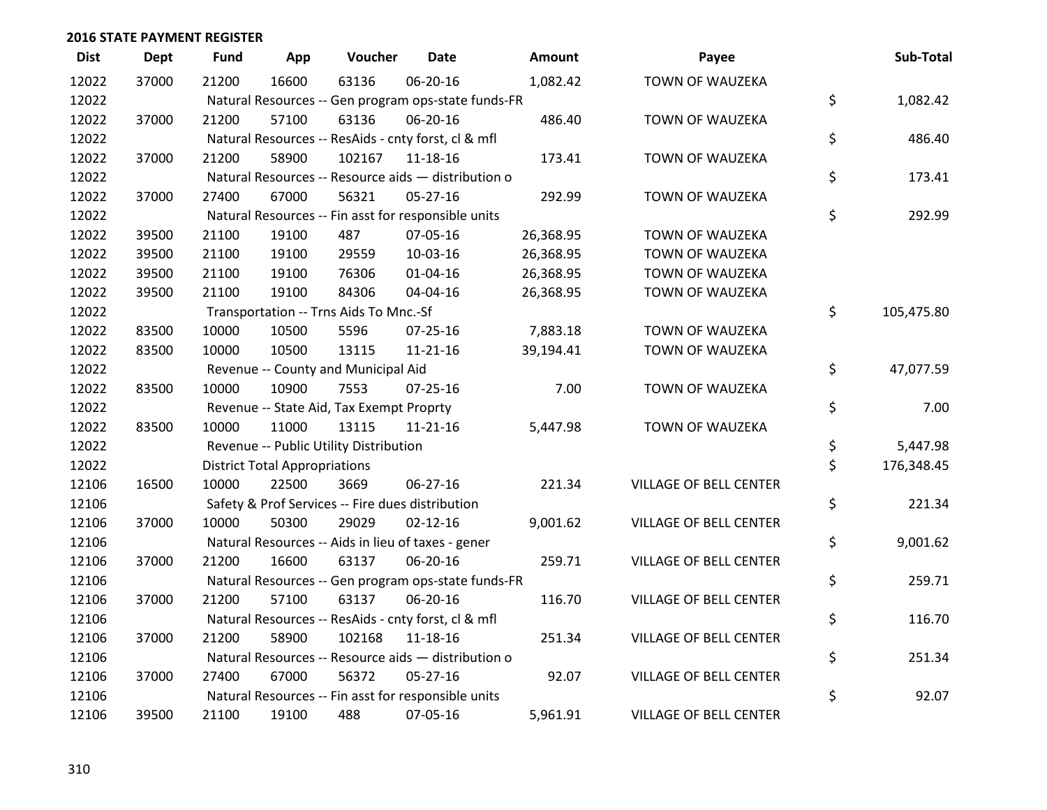## 2016 STATE PAYMENT REGISTER

| Dist | Dept | Fund | App | Voucher | Date | Amount | Payee | Sub-Total |
|---|---|---|---|---|---|---|---|---|
| 12022 | 37000 | 21200 | 16600 | 63136 | 06-20-16 | 1,082.42 | TOWN OF WAUZEKA | |
| 12022 | | Natural Resources -- Gen program ops-state funds-FR | | | | | | $ 1,082.42 |
| 12022 | 37000 | 21200 | 57100 | 63136 | 06-20-16 | 486.40 | TOWN OF WAUZEKA | |
| 12022 | | Natural Resources -- ResAids - cnty forst, cl & mfl | | | | | | $ 486.40 |
| 12022 | 37000 | 21200 | 58900 | 102167 | 11-18-16 | 173.41 | TOWN OF WAUZEKA | |
| 12022 | | Natural Resources -- Resource aids — distribution o | | | | | | $ 173.41 |
| 12022 | 37000 | 27400 | 67000 | 56321 | 05-27-16 | 292.99 | TOWN OF WAUZEKA | |
| 12022 | | Natural Resources -- Fin asst for responsible units | | | | | | $ 292.99 |
| 12022 | 39500 | 21100 | 19100 | 487 | 07-05-16 | 26,368.95 | TOWN OF WAUZEKA | |
| 12022 | 39500 | 21100 | 19100 | 29559 | 10-03-16 | 26,368.95 | TOWN OF WAUZEKA | |
| 12022 | 39500 | 21100 | 19100 | 76306 | 01-04-16 | 26,368.95 | TOWN OF WAUZEKA | |
| 12022 | 39500 | 21100 | 19100 | 84306 | 04-04-16 | 26,368.95 | TOWN OF WAUZEKA | |
| 12022 | | Transportation -- Trns Aids To Mnc.-Sf | | | | | | $ 105,475.80 |
| 12022 | 83500 | 10000 | 10500 | 5596 | 07-25-16 | 7,883.18 | TOWN OF WAUZEKA | |
| 12022 | 83500 | 10000 | 10500 | 13115 | 11-21-16 | 39,194.41 | TOWN OF WAUZEKA | |
| 12022 | | Revenue -- County and Municipal Aid | | | | | | $ 47,077.59 |
| 12022 | 83500 | 10000 | 10900 | 7553 | 07-25-16 | 7.00 | TOWN OF WAUZEKA | |
| 12022 | | Revenue -- State Aid, Tax Exempt Proprty | | | | | | $ 7.00 |
| 12022 | 83500 | 10000 | 11000 | 13115 | 11-21-16 | 5,447.98 | TOWN OF WAUZEKA | |
| 12022 | | Revenue -- Public Utility Distribution | | | | | | $ 5,447.98 |
| 12022 | | District Total Appropriations | | | | | | $ 176,348.45 |
| 12106 | 16500 | 10000 | 22500 | 3669 | 06-27-16 | 221.34 | VILLAGE OF BELL CENTER | |
| 12106 | | Safety & Prof Services -- Fire dues distribution | | | | | | $ 221.34 |
| 12106 | 37000 | 10000 | 50300 | 29029 | 02-12-16 | 9,001.62 | VILLAGE OF BELL CENTER | |
| 12106 | | Natural Resources -- Aids in lieu of taxes - gener | | | | | | $ 9,001.62 |
| 12106 | 37000 | 21200 | 16600 | 63137 | 06-20-16 | 259.71 | VILLAGE OF BELL CENTER | |
| 12106 | | Natural Resources -- Gen program ops-state funds-FR | | | | | | $ 259.71 |
| 12106 | 37000 | 21200 | 57100 | 63137 | 06-20-16 | 116.70 | VILLAGE OF BELL CENTER | |
| 12106 | | Natural Resources -- ResAids - cnty forst, cl & mfl | | | | | | $ 116.70 |
| 12106 | 37000 | 21200 | 58900 | 102168 | 11-18-16 | 251.34 | VILLAGE OF BELL CENTER | |
| 12106 | | Natural Resources -- Resource aids — distribution o | | | | | | $ 251.34 |
| 12106 | 37000 | 27400 | 67000 | 56372 | 05-27-16 | 92.07 | VILLAGE OF BELL CENTER | |
| 12106 | | Natural Resources -- Fin asst for responsible units | | | | | | $ 92.07 |
| 12106 | 39500 | 21100 | 19100 | 488 | 07-05-16 | 5,961.91 | VILLAGE OF BELL CENTER | |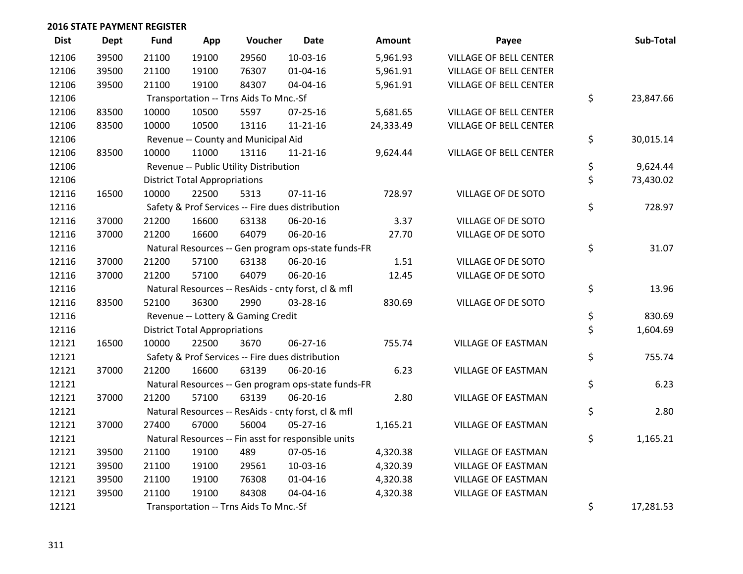## 2016 STATE PAYMENT REGISTER

| Dist | Dept | Fund | App | Voucher | Date | Amount | Payee | Sub-Total |
|---|---|---|---|---|---|---|---|---|
| 12106 | 39500 | 21100 | 19100 | 29560 | 10-03-16 | 5,961.93 | VILLAGE OF BELL CENTER | |
| 12106 | 39500 | 21100 | 19100 | 76307 | 01-04-16 | 5,961.91 | VILLAGE OF BELL CENTER | |
| 12106 | 39500 | 21100 | 19100 | 84307 | 04-04-16 | 5,961.91 | VILLAGE OF BELL CENTER | |
| 12106 | | Transportation -- Trns Aids To Mnc.-Sf | | | | | | $ 23,847.66 |
| 12106 | 83500 | 10000 | 10500 | 5597 | 07-25-16 | 5,681.65 | VILLAGE OF BELL CENTER | |
| 12106 | 83500 | 10000 | 10500 | 13116 | 11-21-16 | 24,333.49 | VILLAGE OF BELL CENTER | |
| 12106 | | Revenue -- County and Municipal Aid | | | | | | $ 30,015.14 |
| 12106 | 83500 | 10000 | 11000 | 13116 | 11-21-16 | 9,624.44 | VILLAGE OF BELL CENTER | |
| 12106 | | Revenue -- Public Utility Distribution | | | | | | $ 9,624.44 |
| 12106 | | District Total Appropriations | | | | | | $ 73,430.02 |
| 12116 | 16500 | 10000 | 22500 | 5313 | 07-11-16 | 728.97 | VILLAGE OF DE SOTO | |
| 12116 | | Safety & Prof Services -- Fire dues distribution | | | | | | $ 728.97 |
| 12116 | 37000 | 21200 | 16600 | 63138 | 06-20-16 | 3.37 | VILLAGE OF DE SOTO | |
| 12116 | 37000 | 21200 | 16600 | 64079 | 06-20-16 | 27.70 | VILLAGE OF DE SOTO | |
| 12116 | | Natural Resources -- Gen program ops-state funds-FR | | | | | | $ 31.07 |
| 12116 | 37000 | 21200 | 57100 | 63138 | 06-20-16 | 1.51 | VILLAGE OF DE SOTO | |
| 12116 | 37000 | 21200 | 57100 | 64079 | 06-20-16 | 12.45 | VILLAGE OF DE SOTO | |
| 12116 | | Natural Resources -- ResAids - cnty forst, cl & mfl | | | | | | $ 13.96 |
| 12116 | 83500 | 52100 | 36300 | 2990 | 03-28-16 | 830.69 | VILLAGE OF DE SOTO | |
| 12116 | | Revenue -- Lottery & Gaming Credit | | | | | | $ 830.69 |
| 12116 | | District Total Appropriations | | | | | | $ 1,604.69 |
| 12121 | 16500 | 10000 | 22500 | 3670 | 06-27-16 | 755.74 | VILLAGE OF EASTMAN | |
| 12121 | | Safety & Prof Services -- Fire dues distribution | | | | | | $ 755.74 |
| 12121 | 37000 | 21200 | 16600 | 63139 | 06-20-16 | 6.23 | VILLAGE OF EASTMAN | |
| 12121 | | Natural Resources -- Gen program ops-state funds-FR | | | | | | $ 6.23 |
| 12121 | 37000 | 21200 | 57100 | 63139 | 06-20-16 | 2.80 | VILLAGE OF EASTMAN | |
| 12121 | | Natural Resources -- ResAids - cnty forst, cl & mfl | | | | | | $ 2.80 |
| 12121 | 37000 | 27400 | 67000 | 56004 | 05-27-16 | 1,165.21 | VILLAGE OF EASTMAN | |
| 12121 | | Natural Resources -- Fin asst for responsible units | | | | | | $ 1,165.21 |
| 12121 | 39500 | 21100 | 19100 | 489 | 07-05-16 | 4,320.38 | VILLAGE OF EASTMAN | |
| 12121 | 39500 | 21100 | 19100 | 29561 | 10-03-16 | 4,320.39 | VILLAGE OF EASTMAN | |
| 12121 | 39500 | 21100 | 19100 | 76308 | 01-04-16 | 4,320.38 | VILLAGE OF EASTMAN | |
| 12121 | 39500 | 21100 | 19100 | 84308 | 04-04-16 | 4,320.38 | VILLAGE OF EASTMAN | |
| 12121 | | Transportation -- Trns Aids To Mnc.-Sf | | | | | | $ 17,281.53 |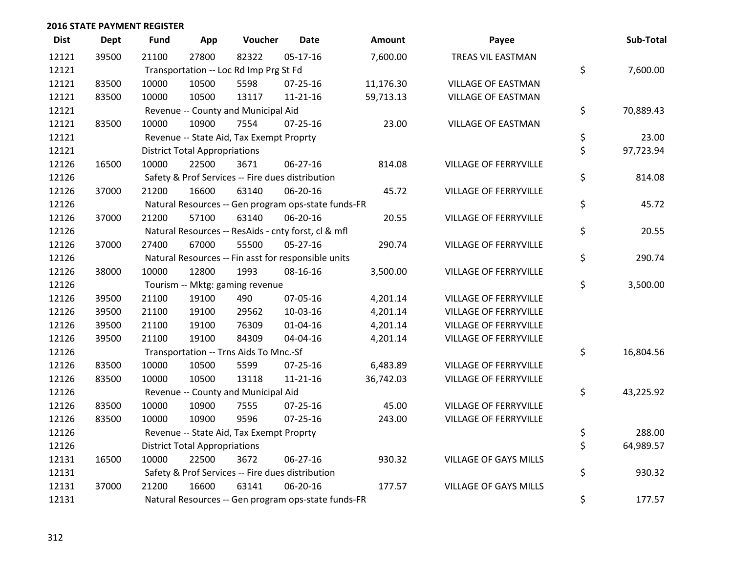## 2016 STATE PAYMENT REGISTER

| Dist | Dept | Fund | App | Voucher | Date | Amount | Payee | Sub-Total |
|---|---|---|---|---|---|---|---|---|
| 12121 | 39500 | 21100 | 27800 | 82322 | 05-17-16 | 7,600.00 | TREAS VIL EASTMAN | |
| 12121 | | Transportation -- Loc Rd Imp Prg St Fd | | | | | | $ 7,600.00 |
| 12121 | 83500 | 10000 | 10500 | 5598 | 07-25-16 | 11,176.30 | VILLAGE OF EASTMAN | |
| 12121 | 83500 | 10000 | 10500 | 13117 | 11-21-16 | 59,713.13 | VILLAGE OF EASTMAN | |
| 12121 | | Revenue -- County and Municipal Aid | | | | | | $ 70,889.43 |
| 12121 | 83500 | 10000 | 10900 | 7554 | 07-25-16 | 23.00 | VILLAGE OF EASTMAN | |
| 12121 | | Revenue -- State Aid, Tax Exempt Proprty | | | | | | $ 23.00 |
| 12121 | | District Total Appropriations | | | | | | $ 97,723.94 |
| 12126 | 16500 | 10000 | 22500 | 3671 | 06-27-16 | 814.08 | VILLAGE OF FERRYVILLE | |
| 12126 | | Safety & Prof Services -- Fire dues distribution | | | | | | $ 814.08 |
| 12126 | 37000 | 21200 | 16600 | 63140 | 06-20-16 | 45.72 | VILLAGE OF FERRYVILLE | |
| 12126 | | Natural Resources -- Gen program ops-state funds-FR | | | | | | $ 45.72 |
| 12126 | 37000 | 21200 | 57100 | 63140 | 06-20-16 | 20.55 | VILLAGE OF FERRYVILLE | |
| 12126 | | Natural Resources -- ResAids - cnty forst, cl & mfl | | | | | | $ 20.55 |
| 12126 | 37000 | 27400 | 67000 | 55500 | 05-27-16 | 290.74 | VILLAGE OF FERRYVILLE | |
| 12126 | | Natural Resources -- Fin asst for responsible units | | | | | | $ 290.74 |
| 12126 | 38000 | 10000 | 12800 | 1993 | 08-16-16 | 3,500.00 | VILLAGE OF FERRYVILLE | |
| 12126 | | Tourism -- Mktg: gaming revenue | | | | | | $ 3,500.00 |
| 12126 | 39500 | 21100 | 19100 | 490 | 07-05-16 | 4,201.14 | VILLAGE OF FERRYVILLE | |
| 12126 | 39500 | 21100 | 19100 | 29562 | 10-03-16 | 4,201.14 | VILLAGE OF FERRYVILLE | |
| 12126 | 39500 | 21100 | 19100 | 76309 | 01-04-16 | 4,201.14 | VILLAGE OF FERRYVILLE | |
| 12126 | 39500 | 21100 | 19100 | 84309 | 04-04-16 | 4,201.14 | VILLAGE OF FERRYVILLE | |
| 12126 | | Transportation -- Trns Aids To Mnc.-Sf | | | | | | $ 16,804.56 |
| 12126 | 83500 | 10000 | 10500 | 5599 | 07-25-16 | 6,483.89 | VILLAGE OF FERRYVILLE | |
| 12126 | 83500 | 10000 | 10500 | 13118 | 11-21-16 | 36,742.03 | VILLAGE OF FERRYVILLE | |
| 12126 | | Revenue -- County and Municipal Aid | | | | | | $ 43,225.92 |
| 12126 | 83500 | 10000 | 10900 | 7555 | 07-25-16 | 45.00 | VILLAGE OF FERRYVILLE | |
| 12126 | 83500 | 10000 | 10900 | 9596 | 07-25-16 | 243.00 | VILLAGE OF FERRYVILLE | |
| 12126 | | Revenue -- State Aid, Tax Exempt Proprty | | | | | | $ 288.00 |
| 12126 | | District Total Appropriations | | | | | | $ 64,989.57 |
| 12131 | 16500 | 10000 | 22500 | 3672 | 06-27-16 | 930.32 | VILLAGE OF GAYS MILLS | |
| 12131 | | Safety & Prof Services -- Fire dues distribution | | | | | | $ 930.32 |
| 12131 | 37000 | 21200 | 16600 | 63141 | 06-20-16 | 177.57 | VILLAGE OF GAYS MILLS | |
| 12131 | | Natural Resources -- Gen program ops-state funds-FR | | | | | | $ 177.57 |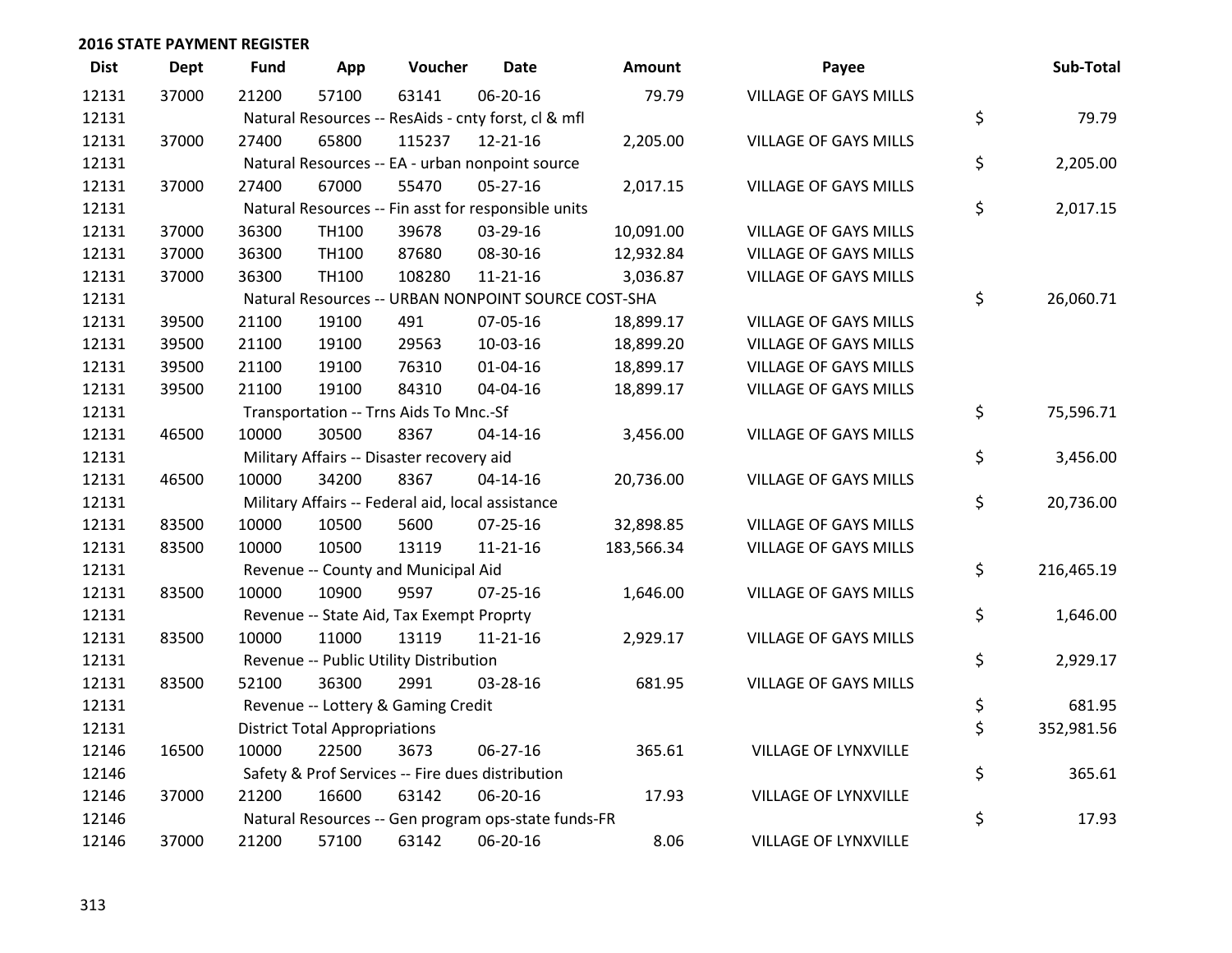## 2016 STATE PAYMENT REGISTER

| Dist | Dept | Fund | App | Voucher | Date | Amount | Payee | Sub-Total |
|---|---|---|---|---|---|---|---|---|
| 12131 | 37000 | 21200 | 57100 | 63141 | 06-20-16 | 79.79 | VILLAGE OF GAYS MILLS | |
| 12131 | | Natural Resources -- ResAids - cnty forst, cl & mfl | | | | | | $ 79.79 |
| 12131 | 37000 | 27400 | 65800 | 115237 | 12-21-16 | 2,205.00 | VILLAGE OF GAYS MILLS | |
| 12131 | | Natural Resources -- EA - urban nonpoint source | | | | | | $ 2,205.00 |
| 12131 | 37000 | 27400 | 67000 | 55470 | 05-27-16 | 2,017.15 | VILLAGE OF GAYS MILLS | |
| 12131 | | Natural Resources -- Fin asst for responsible units | | | | | | $ 2,017.15 |
| 12131 | 37000 | 36300 | TH100 | 39678 | 03-29-16 | 10,091.00 | VILLAGE OF GAYS MILLS | |
| 12131 | 37000 | 36300 | TH100 | 87680 | 08-30-16 | 12,932.84 | VILLAGE OF GAYS MILLS | |
| 12131 | 37000 | 36300 | TH100 | 108280 | 11-21-16 | 3,036.87 | VILLAGE OF GAYS MILLS | |
| 12131 | | Natural Resources -- URBAN NONPOINT SOURCE COST-SHA | | | | | | $ 26,060.71 |
| 12131 | 39500 | 21100 | 19100 | 491 | 07-05-16 | 18,899.17 | VILLAGE OF GAYS MILLS | |
| 12131 | 39500 | 21100 | 19100 | 29563 | 10-03-16 | 18,899.20 | VILLAGE OF GAYS MILLS | |
| 12131 | 39500 | 21100 | 19100 | 76310 | 01-04-16 | 18,899.17 | VILLAGE OF GAYS MILLS | |
| 12131 | 39500 | 21100 | 19100 | 84310 | 04-04-16 | 18,899.17 | VILLAGE OF GAYS MILLS | |
| 12131 | | Transportation -- Trns Aids To Mnc.-Sf | | | | | | $ 75,596.71 |
| 12131 | 46500 | 10000 | 30500 | 8367 | 04-14-16 | 3,456.00 | VILLAGE OF GAYS MILLS | |
| 12131 | | Military Affairs -- Disaster recovery aid | | | | | | $ 3,456.00 |
| 12131 | 46500 | 10000 | 34200 | 8367 | 04-14-16 | 20,736.00 | VILLAGE OF GAYS MILLS | |
| 12131 | | Military Affairs -- Federal aid, local assistance | | | | | | $ 20,736.00 |
| 12131 | 83500 | 10000 | 10500 | 5600 | 07-25-16 | 32,898.85 | VILLAGE OF GAYS MILLS | |
| 12131 | 83500 | 10000 | 10500 | 13119 | 11-21-16 | 183,566.34 | VILLAGE OF GAYS MILLS | |
| 12131 | | Revenue -- County and Municipal Aid | | | | | | $ 216,465.19 |
| 12131 | 83500 | 10000 | 10900 | 9597 | 07-25-16 | 1,646.00 | VILLAGE OF GAYS MILLS | |
| 12131 | | Revenue -- State Aid, Tax Exempt Proprty | | | | | | $ 1,646.00 |
| 12131 | 83500 | 10000 | 11000 | 13119 | 11-21-16 | 2,929.17 | VILLAGE OF GAYS MILLS | |
| 12131 | | Revenue -- Public Utility Distribution | | | | | | $ 2,929.17 |
| 12131 | 83500 | 52100 | 36300 | 2991 | 03-28-16 | 681.95 | VILLAGE OF GAYS MILLS | |
| 12131 | | Revenue -- Lottery & Gaming Credit | | | | | | $ 681.95 |
| 12131 | | District Total Appropriations | | | | | | $ 352,981.56 |
| 12146 | 16500 | 10000 | 22500 | 3673 | 06-27-16 | 365.61 | VILLAGE OF LYNXVILLE | |
| 12146 | | Safety & Prof Services -- Fire dues distribution | | | | | | $ 365.61 |
| 12146 | 37000 | 21200 | 16600 | 63142 | 06-20-16 | 17.93 | VILLAGE OF LYNXVILLE | |
| 12146 | | Natural Resources -- Gen program ops-state funds-FR | | | | | | $ 17.93 |
| 12146 | 37000 | 21200 | 57100 | 63142 | 06-20-16 | 8.06 | VILLAGE OF LYNXVILLE | |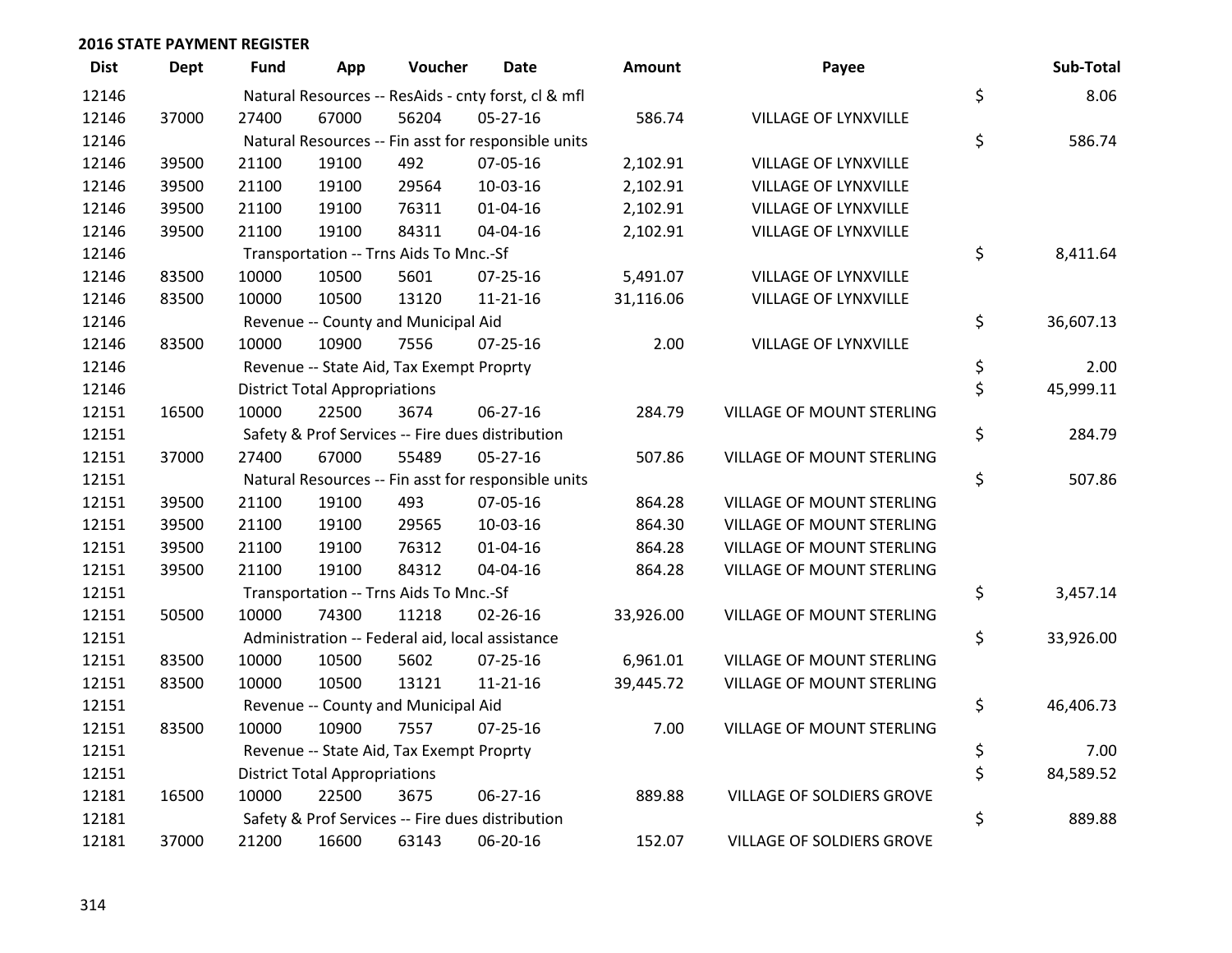**2016 STATE PAYMENT REGISTER**

| Dist | Dept | Fund | App | Voucher | Date | Amount | Payee | Sub-Total |
|---|---|---|---|---|---|---|---|---|
| 12146 | | Natural Resources -- ResAids - cnty forst, cl & mfl | | | | | | $ 8.06 |
| 12146 | 37000 | 27400 | 67000 | 56204 | 05-27-16 | 586.74 | VILLAGE OF LYNXVILLE | |
| 12146 | | Natural Resources -- Fin asst for responsible units | | | | | | $ 586.74 |
| 12146 | 39500 | 21100 | 19100 | 492 | 07-05-16 | 2,102.91 | VILLAGE OF LYNXVILLE | |
| 12146 | 39500 | 21100 | 19100 | 29564 | 10-03-16 | 2,102.91 | VILLAGE OF LYNXVILLE | |
| 12146 | 39500 | 21100 | 19100 | 76311 | 01-04-16 | 2,102.91 | VILLAGE OF LYNXVILLE | |
| 12146 | 39500 | 21100 | 19100 | 84311 | 04-04-16 | 2,102.91 | VILLAGE OF LYNXVILLE | |
| 12146 | | Transportation -- Trns Aids To Mnc.-Sf | | | | | | $ 8,411.64 |
| 12146 | 83500 | 10000 | 10500 | 5601 | 07-25-16 | 5,491.07 | VILLAGE OF LYNXVILLE | |
| 12146 | 83500 | 10000 | 10500 | 13120 | 11-21-16 | 31,116.06 | VILLAGE OF LYNXVILLE | |
| 12146 | | Revenue -- County and Municipal Aid | | | | | | $ 36,607.13 |
| 12146 | 83500 | 10000 | 10900 | 7556 | 07-25-16 | 2.00 | VILLAGE OF LYNXVILLE | |
| 12146 | | Revenue -- State Aid, Tax Exempt Proprty | | | | | | $ 2.00 |
| 12146 | | District Total Appropriations | | | | | | $ 45,999.11 |
| 12151 | 16500 | 10000 | 22500 | 3674 | 06-27-16 | 284.79 | VILLAGE OF MOUNT STERLING | |
| 12151 | | Safety & Prof Services -- Fire dues distribution | | | | | | $ 284.79 |
| 12151 | 37000 | 27400 | 67000 | 55489 | 05-27-16 | 507.86 | VILLAGE OF MOUNT STERLING | |
| 12151 | | Natural Resources -- Fin asst for responsible units | | | | | | $ 507.86 |
| 12151 | 39500 | 21100 | 19100 | 493 | 07-05-16 | 864.28 | VILLAGE OF MOUNT STERLING | |
| 12151 | 39500 | 21100 | 19100 | 29565 | 10-03-16 | 864.30 | VILLAGE OF MOUNT STERLING | |
| 12151 | 39500 | 21100 | 19100 | 76312 | 01-04-16 | 864.28 | VILLAGE OF MOUNT STERLING | |
| 12151 | 39500 | 21100 | 19100 | 84312 | 04-04-16 | 864.28 | VILLAGE OF MOUNT STERLING | |
| 12151 | | Transportation -- Trns Aids To Mnc.-Sf | | | | | | $ 3,457.14 |
| 12151 | 50500 | 10000 | 74300 | 11218 | 02-26-16 | 33,926.00 | VILLAGE OF MOUNT STERLING | |
| 12151 | | Administration -- Federal aid, local assistance | | | | | | $ 33,926.00 |
| 12151 | 83500 | 10000 | 10500 | 5602 | 07-25-16 | 6,961.01 | VILLAGE OF MOUNT STERLING | |
| 12151 | 83500 | 10000 | 10500 | 13121 | 11-21-16 | 39,445.72 | VILLAGE OF MOUNT STERLING | |
| 12151 | | Revenue -- County and Municipal Aid | | | | | | $ 46,406.73 |
| 12151 | 83500 | 10000 | 10900 | 7557 | 07-25-16 | 7.00 | VILLAGE OF MOUNT STERLING | |
| 12151 | | Revenue -- State Aid, Tax Exempt Proprty | | | | | | $ 7.00 |
| 12151 | | District Total Appropriations | | | | | | $ 84,589.52 |
| 12181 | 16500 | 10000 | 22500 | 3675 | 06-27-16 | 889.88 | VILLAGE OF SOLDIERS GROVE | |
| 12181 | | Safety & Prof Services -- Fire dues distribution | | | | | | $ 889.88 |
| 12181 | 37000 | 21200 | 16600 | 63143 | 06-20-16 | 152.07 | VILLAGE OF SOLDIERS GROVE | |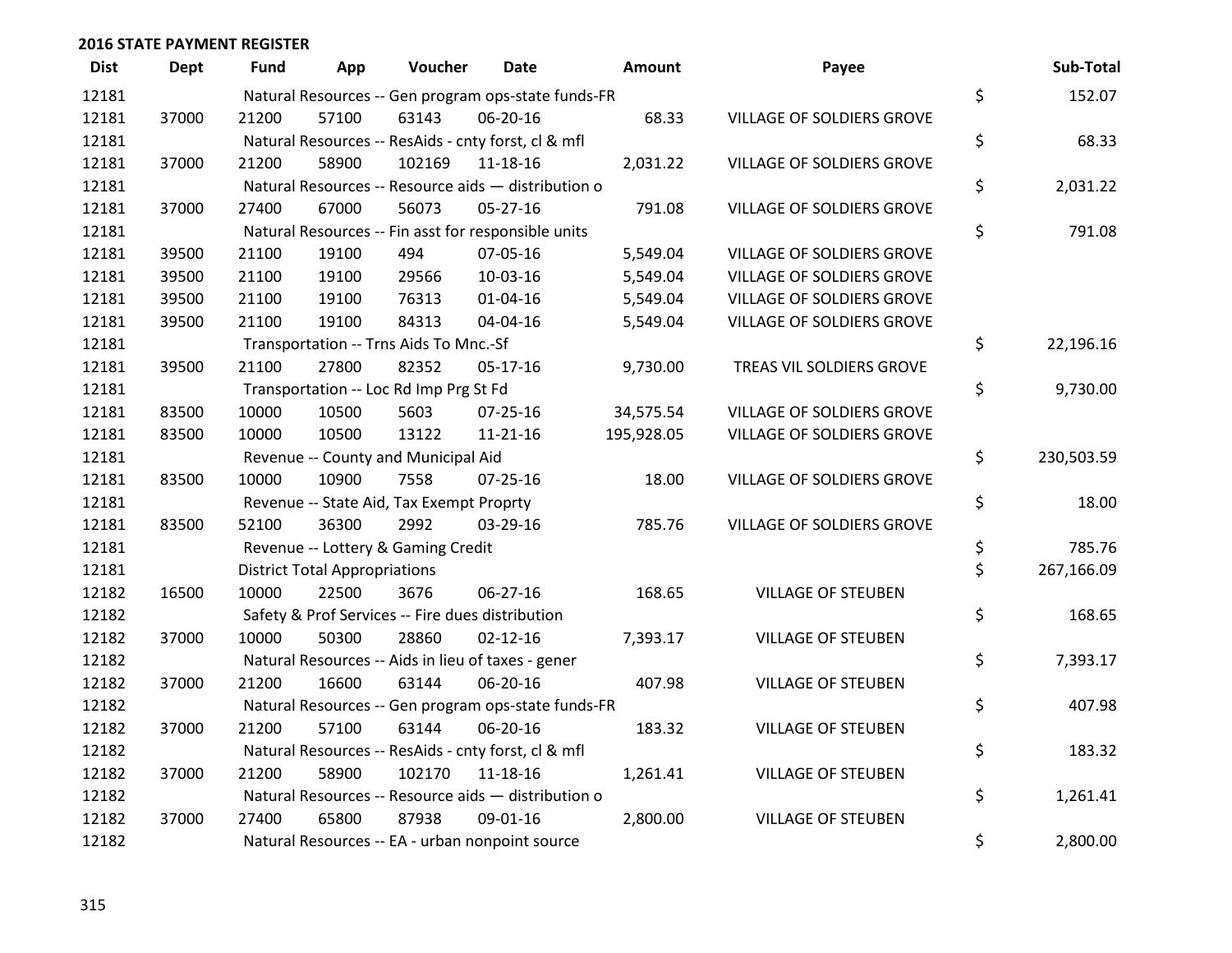**2016 STATE PAYMENT REGISTER**

| Dist | Dept | Fund | App | Voucher | Date | Amount | Payee | | Sub-Total |
|---|---|---|---|---|---|---|---|---|---|
| 12181 | | Natural Resources -- Gen program ops-state funds-FR | | | | | | $ | 152.07 |
| 12181 | 37000 | 21200 | 57100 | 63143 | 06-20-16 | 68.33 | VILLAGE OF SOLDIERS GROVE | | |
| 12181 | | Natural Resources -- ResAids - cnty forst, cl & mfl | | | | | | $ | 68.33 |
| 12181 | 37000 | 21200 | 58900 | 102169 | 11-18-16 | 2,031.22 | VILLAGE OF SOLDIERS GROVE | | |
| 12181 | | Natural Resources -- Resource aids — distribution o | | | | | | $ | 2,031.22 |
| 12181 | 37000 | 27400 | 67000 | 56073 | 05-27-16 | 791.08 | VILLAGE OF SOLDIERS GROVE | | |
| 12181 | | Natural Resources -- Fin asst for responsible units | | | | | | $ | 791.08 |
| 12181 | 39500 | 21100 | 19100 | 494 | 07-05-16 | 5,549.04 | VILLAGE OF SOLDIERS GROVE | | |
| 12181 | 39500 | 21100 | 19100 | 29566 | 10-03-16 | 5,549.04 | VILLAGE OF SOLDIERS GROVE | | |
| 12181 | 39500 | 21100 | 19100 | 76313 | 01-04-16 | 5,549.04 | VILLAGE OF SOLDIERS GROVE | | |
| 12181 | 39500 | 21100 | 19100 | 84313 | 04-04-16 | 5,549.04 | VILLAGE OF SOLDIERS GROVE | | |
| 12181 | | Transportation -- Trns Aids To Mnc.-Sf | | | | | | $ | 22,196.16 |
| 12181 | 39500 | 21100 | 27800 | 82352 | 05-17-16 | 9,730.00 | TREAS VIL SOLDIERS GROVE | | |
| 12181 | | Transportation -- Loc Rd Imp Prg St Fd | | | | | | $ | 9,730.00 |
| 12181 | 83500 | 10000 | 10500 | 5603 | 07-25-16 | 34,575.54 | VILLAGE OF SOLDIERS GROVE | | |
| 12181 | 83500 | 10000 | 10500 | 13122 | 11-21-16 | 195,928.05 | VILLAGE OF SOLDIERS GROVE | | |
| 12181 | | Revenue -- County and Municipal Aid | | | | | | $ | 230,503.59 |
| 12181 | 83500 | 10000 | 10900 | 7558 | 07-25-16 | 18.00 | VILLAGE OF SOLDIERS GROVE | | |
| 12181 | | Revenue -- State Aid, Tax Exempt Proprty | | | | | | $ | 18.00 |
| 12181 | 83500 | 52100 | 36300 | 2992 | 03-29-16 | 785.76 | VILLAGE OF SOLDIERS GROVE | | |
| 12181 | | Revenue -- Lottery & Gaming Credit | | | | | | $ | 785.76 |
| 12181 | | District Total Appropriations | | | | | | $ | 267,166.09 |
| 12182 | 16500 | 10000 | 22500 | 3676 | 06-27-16 | 168.65 | VILLAGE OF STEUBEN | | |
| 12182 | | Safety & Prof Services -- Fire dues distribution | | | | | | $ | 168.65 |
| 12182 | 37000 | 10000 | 50300 | 28860 | 02-12-16 | 7,393.17 | VILLAGE OF STEUBEN | | |
| 12182 | | Natural Resources -- Aids in lieu of taxes - gener | | | | | | $ | 7,393.17 |
| 12182 | 37000 | 21200 | 16600 | 63144 | 06-20-16 | 407.98 | VILLAGE OF STEUBEN | | |
| 12182 | | Natural Resources -- Gen program ops-state funds-FR | | | | | | $ | 407.98 |
| 12182 | 37000 | 21200 | 57100 | 63144 | 06-20-16 | 183.32 | VILLAGE OF STEUBEN | | |
| 12182 | | Natural Resources -- ResAids - cnty forst, cl & mfl | | | | | | $ | 183.32 |
| 12182 | 37000 | 21200 | 58900 | 102170 | 11-18-16 | 1,261.41 | VILLAGE OF STEUBEN | | |
| 12182 | | Natural Resources -- Resource aids — distribution o | | | | | | $ | 1,261.41 |
| 12182 | 37000 | 27400 | 65800 | 87938 | 09-01-16 | 2,800.00 | VILLAGE OF STEUBEN | | |
| 12182 | | Natural Resources -- EA - urban nonpoint source | | | | | | $ | 2,800.00 |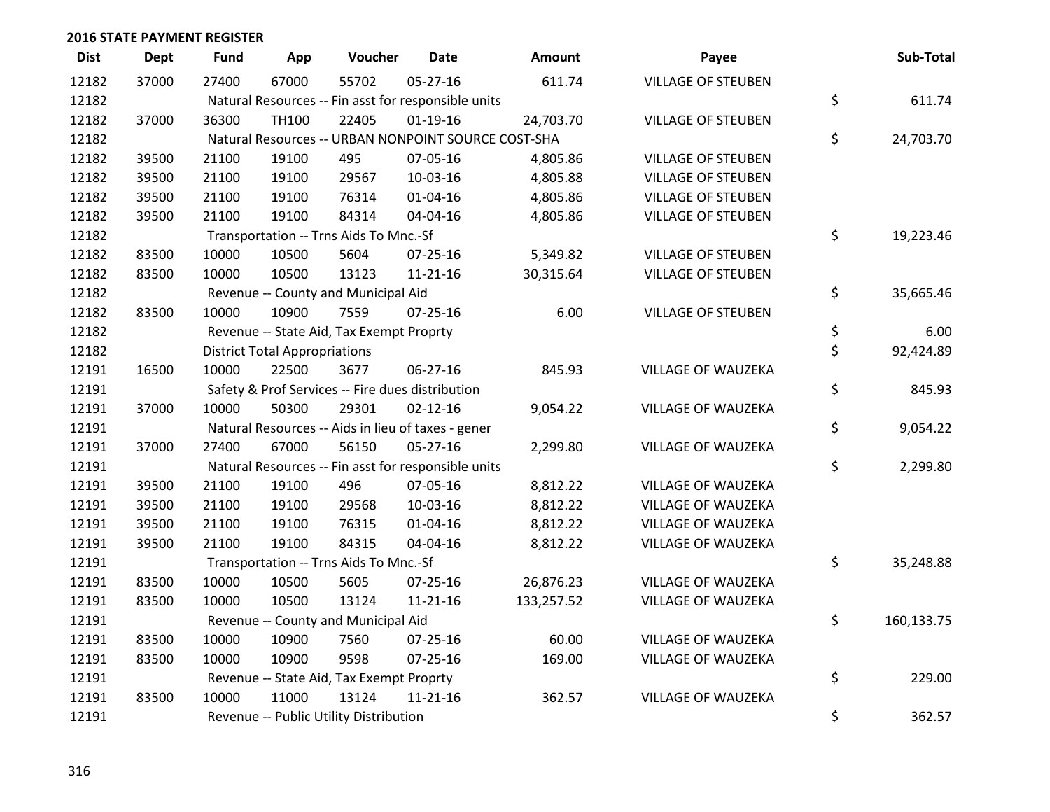**2016 STATE PAYMENT REGISTER**

| Dist | Dept | Fund | App | Voucher | Date | Amount | Payee | | Sub-Total |
|---|---|---|---|---|---|---|---|---|---|
| 12182 | 37000 | 27400 | 67000 | 55702 | 05-27-16 | 611.74 | VILLAGE OF STEUBEN | | |
| 12182 | | Natural Resources -- Fin asst for responsible units | | | | | | $ | 611.74 |
| 12182 | 37000 | 36300 | TH100 | 22405 | 01-19-16 | 24,703.70 | VILLAGE OF STEUBEN | | |
| 12182 | | Natural Resources -- URBAN NONPOINT SOURCE COST-SHA | | | | | | $ | 24,703.70 |
| 12182 | 39500 | 21100 | 19100 | 495 | 07-05-16 | 4,805.86 | VILLAGE OF STEUBEN | | |
| 12182 | 39500 | 21100 | 19100 | 29567 | 10-03-16 | 4,805.88 | VILLAGE OF STEUBEN | | |
| 12182 | 39500 | 21100 | 19100 | 76314 | 01-04-16 | 4,805.86 | VILLAGE OF STEUBEN | | |
| 12182 | 39500 | 21100 | 19100 | 84314 | 04-04-16 | 4,805.86 | VILLAGE OF STEUBEN | | |
| 12182 | | Transportation -- Trns Aids To Mnc.-Sf | | | | | | $ | 19,223.46 |
| 12182 | 83500 | 10000 | 10500 | 5604 | 07-25-16 | 5,349.82 | VILLAGE OF STEUBEN | | |
| 12182 | 83500 | 10000 | 10500 | 13123 | 11-21-16 | 30,315.64 | VILLAGE OF STEUBEN | | |
| 12182 | | Revenue -- County and Municipal Aid | | | | | | $ | 35,665.46 |
| 12182 | 83500 | 10000 | 10900 | 7559 | 07-25-16 | 6.00 | VILLAGE OF STEUBEN | | |
| 12182 | | Revenue -- State Aid, Tax Exempt Proprty | | | | | | $ | 6.00 |
| 12182 | | District Total Appropriations | | | | | | $ | 92,424.89 |
| 12191 | 16500 | 10000 | 22500 | 3677 | 06-27-16 | 845.93 | VILLAGE OF WAUZEKA | | |
| 12191 | | Safety & Prof Services -- Fire dues distribution | | | | | | $ | 845.93 |
| 12191 | 37000 | 10000 | 50300 | 29301 | 02-12-16 | 9,054.22 | VILLAGE OF WAUZEKA | | |
| 12191 | | Natural Resources -- Aids in lieu of taxes - gener | | | | | | $ | 9,054.22 |
| 12191 | 37000 | 27400 | 67000 | 56150 | 05-27-16 | 2,299.80 | VILLAGE OF WAUZEKA | | |
| 12191 | | Natural Resources -- Fin asst for responsible units | | | | | | $ | 2,299.80 |
| 12191 | 39500 | 21100 | 19100 | 496 | 07-05-16 | 8,812.22 | VILLAGE OF WAUZEKA | | |
| 12191 | 39500 | 21100 | 19100 | 29568 | 10-03-16 | 8,812.22 | VILLAGE OF WAUZEKA | | |
| 12191 | 39500 | 21100 | 19100 | 76315 | 01-04-16 | 8,812.22 | VILLAGE OF WAUZEKA | | |
| 12191 | 39500 | 21100 | 19100 | 84315 | 04-04-16 | 8,812.22 | VILLAGE OF WAUZEKA | | |
| 12191 | | Transportation -- Trns Aids To Mnc.-Sf | | | | | | $ | 35,248.88 |
| 12191 | 83500 | 10000 | 10500 | 5605 | 07-25-16 | 26,876.23 | VILLAGE OF WAUZEKA | | |
| 12191 | 83500 | 10000 | 10500 | 13124 | 11-21-16 | 133,257.52 | VILLAGE OF WAUZEKA | | |
| 12191 | | Revenue -- County and Municipal Aid | | | | | | $ | 160,133.75 |
| 12191 | 83500 | 10000 | 10900 | 7560 | 07-25-16 | 60.00 | VILLAGE OF WAUZEKA | | |
| 12191 | 83500 | 10000 | 10900 | 9598 | 07-25-16 | 169.00 | VILLAGE OF WAUZEKA | | |
| 12191 | | Revenue -- State Aid, Tax Exempt Proprty | | | | | | $ | 229.00 |
| 12191 | 83500 | 10000 | 11000 | 13124 | 11-21-16 | 362.57 | VILLAGE OF WAUZEKA | | |
| 12191 | | Revenue -- Public Utility Distribution | | | | | | $ | 362.57 |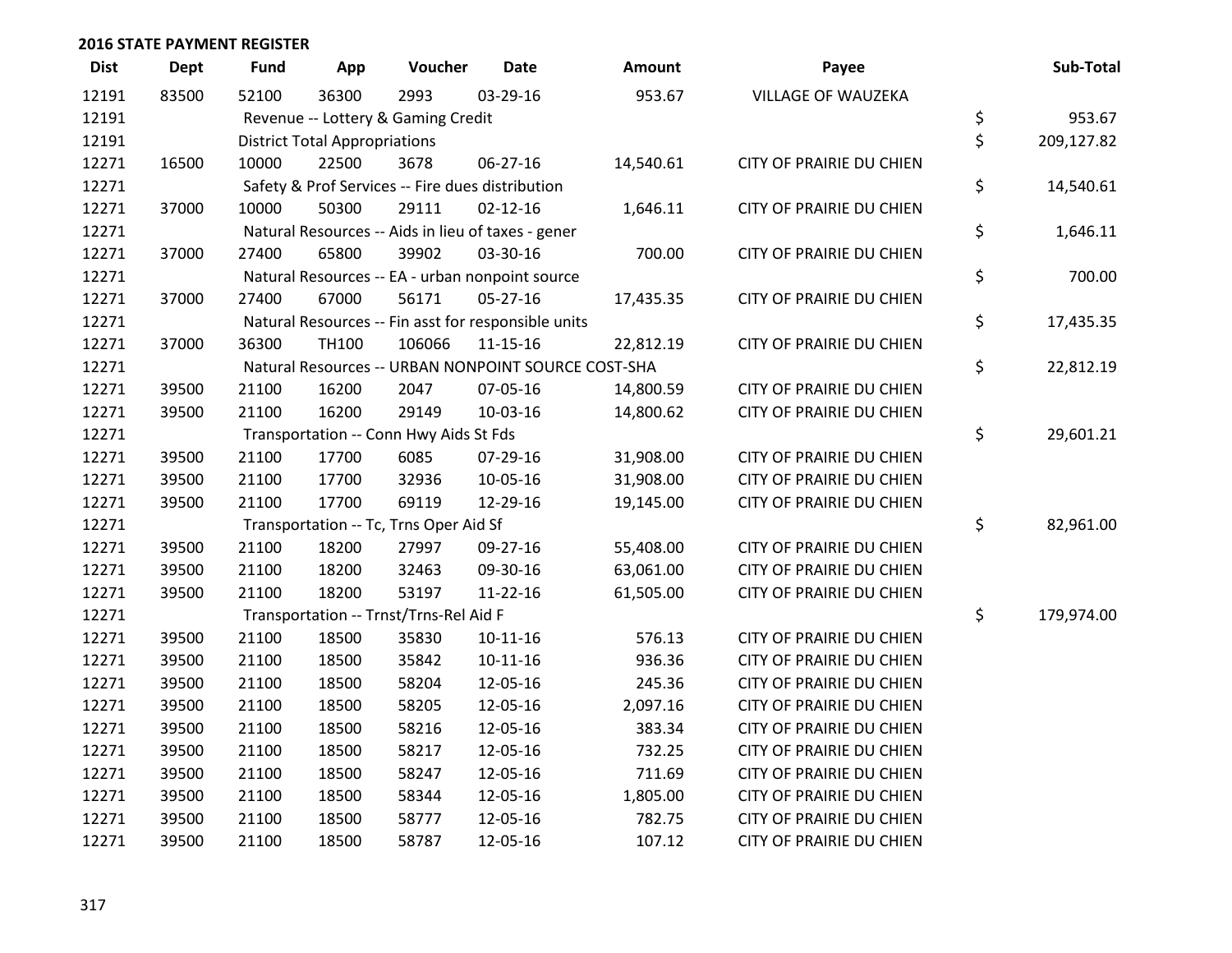**2016 STATE PAYMENT REGISTER**

| Dist | Dept | Fund | App | Voucher | Date | Amount | Payee | Sub-Total |
|---|---|---|---|---|---|---|---|---|
| 12191 | 83500 | 52100 | 36300 | 2993 | 03-29-16 | 953.67 | VILLAGE OF WAUZEKA | |
| 12191 | | Revenue -- Lottery & Gaming Credit | | | | | | $ 953.67 |
| 12191 | | District Total Appropriations | | | | | | $ 209,127.82 |
| 12271 | 16500 | 10000 | 22500 | 3678 | 06-27-16 | 14,540.61 | CITY OF PRAIRIE DU CHIEN | |
| 12271 | | Safety & Prof Services -- Fire dues distribution | | | | | | $ 14,540.61 |
| 12271 | 37000 | 10000 | 50300 | 29111 | 02-12-16 | 1,646.11 | CITY OF PRAIRIE DU CHIEN | |
| 12271 | | Natural Resources -- Aids in lieu of taxes - gener | | | | | | $ 1,646.11 |
| 12271 | 37000 | 27400 | 65800 | 39902 | 03-30-16 | 700.00 | CITY OF PRAIRIE DU CHIEN | |
| 12271 | | Natural Resources -- EA - urban nonpoint source | | | | | | $ 700.00 |
| 12271 | 37000 | 27400 | 67000 | 56171 | 05-27-16 | 17,435.35 | CITY OF PRAIRIE DU CHIEN | |
| 12271 | | Natural Resources -- Fin asst for responsible units | | | | | | $ 17,435.35 |
| 12271 | 37000 | 36300 | TH100 | 106066 | 11-15-16 | 22,812.19 | CITY OF PRAIRIE DU CHIEN | |
| 12271 | | Natural Resources -- URBAN NONPOINT SOURCE COST-SHA | | | | | | $ 22,812.19 |
| 12271 | 39500 | 21100 | 16200 | 2047 | 07-05-16 | 14,800.59 | CITY OF PRAIRIE DU CHIEN | |
| 12271 | 39500 | 21100 | 16200 | 29149 | 10-03-16 | 14,800.62 | CITY OF PRAIRIE DU CHIEN | |
| 12271 | | Transportation -- Conn Hwy Aids St Fds | | | | | | $ 29,601.21 |
| 12271 | 39500 | 21100 | 17700 | 6085 | 07-29-16 | 31,908.00 | CITY OF PRAIRIE DU CHIEN | |
| 12271 | 39500 | 21100 | 17700 | 32936 | 10-05-16 | 31,908.00 | CITY OF PRAIRIE DU CHIEN | |
| 12271 | 39500 | 21100 | 17700 | 69119 | 12-29-16 | 19,145.00 | CITY OF PRAIRIE DU CHIEN | |
| 12271 | | Transportation -- Tc, Trns Oper Aid Sf | | | | | | $ 82,961.00 |
| 12271 | 39500 | 21100 | 18200 | 27997 | 09-27-16 | 55,408.00 | CITY OF PRAIRIE DU CHIEN | |
| 12271 | 39500 | 21100 | 18200 | 32463 | 09-30-16 | 63,061.00 | CITY OF PRAIRIE DU CHIEN | |
| 12271 | 39500 | 21100 | 18200 | 53197 | 11-22-16 | 61,505.00 | CITY OF PRAIRIE DU CHIEN | |
| 12271 | | Transportation -- Trnst/Trns-Rel Aid F | | | | | | $ 179,974.00 |
| 12271 | 39500 | 21100 | 18500 | 35830 | 10-11-16 | 576.13 | CITY OF PRAIRIE DU CHIEN | |
| 12271 | 39500 | 21100 | 18500 | 35842 | 10-11-16 | 936.36 | CITY OF PRAIRIE DU CHIEN | |
| 12271 | 39500 | 21100 | 18500 | 58204 | 12-05-16 | 245.36 | CITY OF PRAIRIE DU CHIEN | |
| 12271 | 39500 | 21100 | 18500 | 58205 | 12-05-16 | 2,097.16 | CITY OF PRAIRIE DU CHIEN | |
| 12271 | 39500 | 21100 | 18500 | 58216 | 12-05-16 | 383.34 | CITY OF PRAIRIE DU CHIEN | |
| 12271 | 39500 | 21100 | 18500 | 58217 | 12-05-16 | 732.25 | CITY OF PRAIRIE DU CHIEN | |
| 12271 | 39500 | 21100 | 18500 | 58247 | 12-05-16 | 711.69 | CITY OF PRAIRIE DU CHIEN | |
| 12271 | 39500 | 21100 | 18500 | 58344 | 12-05-16 | 1,805.00 | CITY OF PRAIRIE DU CHIEN | |
| 12271 | 39500 | 21100 | 18500 | 58777 | 12-05-16 | 782.75 | CITY OF PRAIRIE DU CHIEN | |
| 12271 | 39500 | 21100 | 18500 | 58787 | 12-05-16 | 107.12 | CITY OF PRAIRIE DU CHIEN | |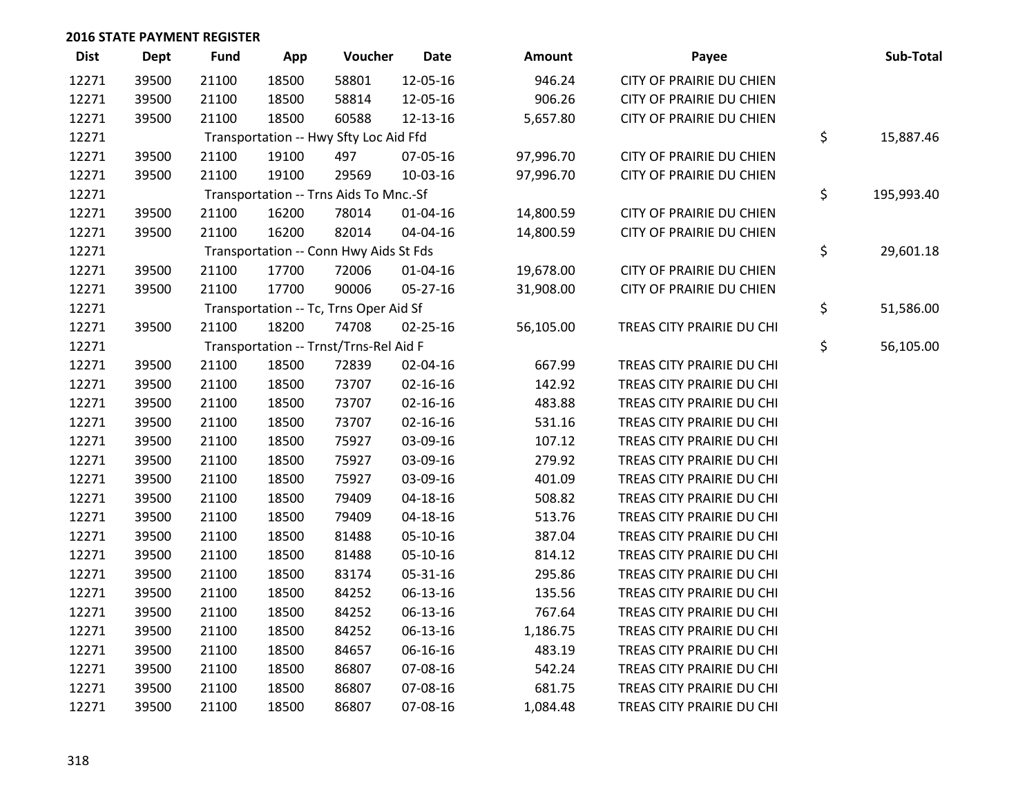## 2016 STATE PAYMENT REGISTER

| Dist | Dept | Fund | App | Voucher | Date | Amount | Payee | Sub-Total |
|---|---|---|---|---|---|---|---|---|
| 12271 | 39500 | 21100 | 18500 | 58801 | 12-05-16 | 946.24 | CITY OF PRAIRIE DU CHIEN | |
| 12271 | 39500 | 21100 | 18500 | 58814 | 12-05-16 | 906.26 | CITY OF PRAIRIE DU CHIEN | |
| 12271 | 39500 | 21100 | 18500 | 60588 | 12-13-16 | 5,657.80 | CITY OF PRAIRIE DU CHIEN | |
| 12271 | | Transportation -- Hwy Sfty Loc Aid Ffd | | | | | | $ 15,887.46 |
| 12271 | 39500 | 21100 | 19100 | 497 | 07-05-16 | 97,996.70 | CITY OF PRAIRIE DU CHIEN | |
| 12271 | 39500 | 21100 | 19100 | 29569 | 10-03-16 | 97,996.70 | CITY OF PRAIRIE DU CHIEN | |
| 12271 | | Transportation -- Trns Aids To Mnc.-Sf | | | | | | $ 195,993.40 |
| 12271 | 39500 | 21100 | 16200 | 78014 | 01-04-16 | 14,800.59 | CITY OF PRAIRIE DU CHIEN | |
| 12271 | 39500 | 21100 | 16200 | 82014 | 04-04-16 | 14,800.59 | CITY OF PRAIRIE DU CHIEN | |
| 12271 | | Transportation -- Conn Hwy Aids St Fds | | | | | | $ 29,601.18 |
| 12271 | 39500 | 21100 | 17700 | 72006 | 01-04-16 | 19,678.00 | CITY OF PRAIRIE DU CHIEN | |
| 12271 | 39500 | 21100 | 17700 | 90006 | 05-27-16 | 31,908.00 | CITY OF PRAIRIE DU CHIEN | |
| 12271 | | Transportation -- Tc, Trns Oper Aid Sf | | | | | | $ 51,586.00 |
| 12271 | 39500 | 21100 | 18200 | 74708 | 02-25-16 | 56,105.00 | TREAS CITY PRAIRIE DU CHI | |
| 12271 | | Transportation -- Trnst/Trns-Rel Aid F | | | | | | $ 56,105.00 |
| 12271 | 39500 | 21100 | 18500 | 72839 | 02-04-16 | 667.99 | TREAS CITY PRAIRIE DU CHI | |
| 12271 | 39500 | 21100 | 18500 | 73707 | 02-16-16 | 142.92 | TREAS CITY PRAIRIE DU CHI | |
| 12271 | 39500 | 21100 | 18500 | 73707 | 02-16-16 | 483.88 | TREAS CITY PRAIRIE DU CHI | |
| 12271 | 39500 | 21100 | 18500 | 73707 | 02-16-16 | 531.16 | TREAS CITY PRAIRIE DU CHI | |
| 12271 | 39500 | 21100 | 18500 | 75927 | 03-09-16 | 107.12 | TREAS CITY PRAIRIE DU CHI | |
| 12271 | 39500 | 21100 | 18500 | 75927 | 03-09-16 | 279.92 | TREAS CITY PRAIRIE DU CHI | |
| 12271 | 39500 | 21100 | 18500 | 75927 | 03-09-16 | 401.09 | TREAS CITY PRAIRIE DU CHI | |
| 12271 | 39500 | 21100 | 18500 | 79409 | 04-18-16 | 508.82 | TREAS CITY PRAIRIE DU CHI | |
| 12271 | 39500 | 21100 | 18500 | 79409 | 04-18-16 | 513.76 | TREAS CITY PRAIRIE DU CHI | |
| 12271 | 39500 | 21100 | 18500 | 81488 | 05-10-16 | 387.04 | TREAS CITY PRAIRIE DU CHI | |
| 12271 | 39500 | 21100 | 18500 | 81488 | 05-10-16 | 814.12 | TREAS CITY PRAIRIE DU CHI | |
| 12271 | 39500 | 21100 | 18500 | 83174 | 05-31-16 | 295.86 | TREAS CITY PRAIRIE DU CHI | |
| 12271 | 39500 | 21100 | 18500 | 84252 | 06-13-16 | 135.56 | TREAS CITY PRAIRIE DU CHI | |
| 12271 | 39500 | 21100 | 18500 | 84252 | 06-13-16 | 767.64 | TREAS CITY PRAIRIE DU CHI | |
| 12271 | 39500 | 21100 | 18500 | 84252 | 06-13-16 | 1,186.75 | TREAS CITY PRAIRIE DU CHI | |
| 12271 | 39500 | 21100 | 18500 | 84657 | 06-16-16 | 483.19 | TREAS CITY PRAIRIE DU CHI | |
| 12271 | 39500 | 21100 | 18500 | 86807 | 07-08-16 | 542.24 | TREAS CITY PRAIRIE DU CHI | |
| 12271 | 39500 | 21100 | 18500 | 86807 | 07-08-16 | 681.75 | TREAS CITY PRAIRIE DU CHI | |
| 12271 | 39500 | 21100 | 18500 | 86807 | 07-08-16 | 1,084.48 | TREAS CITY PRAIRIE DU CHI | |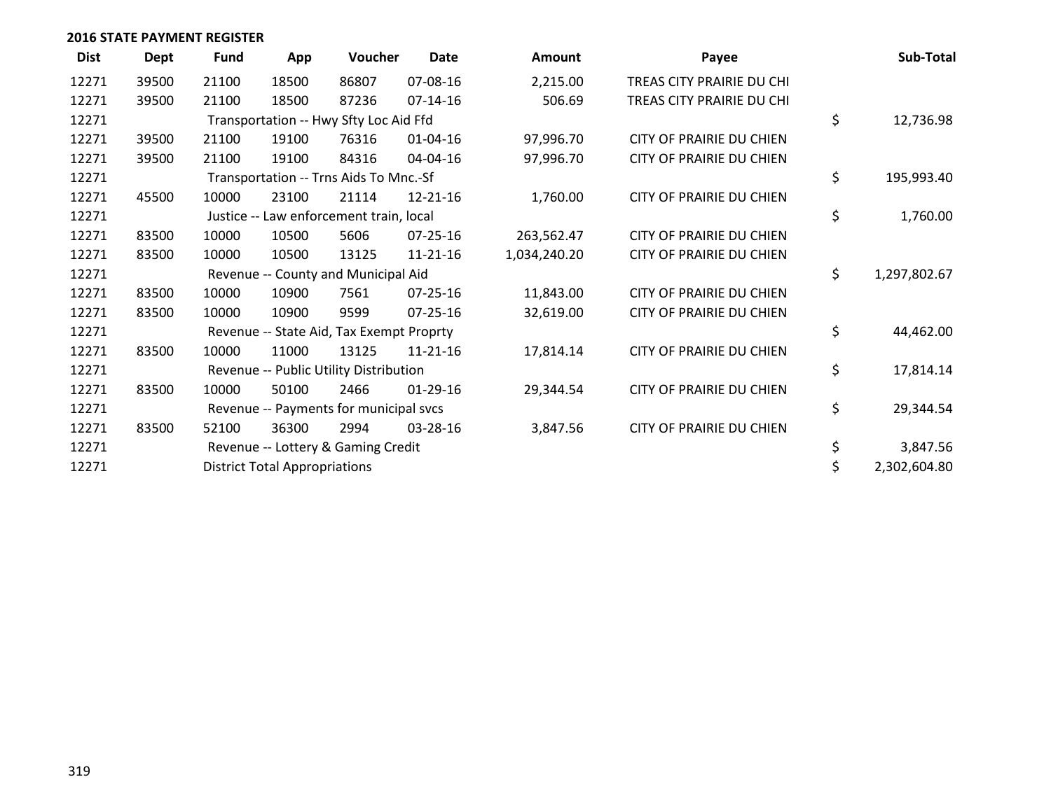**2016 STATE PAYMENT REGISTER**

| Dist | Dept | Fund | App | Voucher | Date | Amount | Payee | Sub-Total |
|---|---|---|---|---|---|---|---|---|
| 12271 | 39500 | 21100 | 18500 | 86807 | 07-08-16 | 2,215.00 | TREAS CITY PRAIRIE DU CHI | |
| 12271 | 39500 | 21100 | 18500 | 87236 | 07-14-16 | 506.69 | TREAS CITY PRAIRIE DU CHI | |
| 12271 | | Transportation -- Hwy Sfty Loc Aid Ffd | | | | | | $ 12,736.98 |
| 12271 | 39500 | 21100 | 19100 | 76316 | 01-04-16 | 97,996.70 | CITY OF PRAIRIE DU CHIEN | |
| 12271 | 39500 | 21100 | 19100 | 84316 | 04-04-16 | 97,996.70 | CITY OF PRAIRIE DU CHIEN | |
| 12271 | | Transportation -- Trns Aids To Mnc.-Sf | | | | | | $ 195,993.40 |
| 12271 | 45500 | 10000 | 23100 | 21114 | 12-21-16 | 1,760.00 | CITY OF PRAIRIE DU CHIEN | |
| 12271 | | Justice -- Law enforcement train, local | | | | | | $ 1,760.00 |
| 12271 | 83500 | 10000 | 10500 | 5606 | 07-25-16 | 263,562.47 | CITY OF PRAIRIE DU CHIEN | |
| 12271 | 83500 | 10000 | 10500 | 13125 | 11-21-16 | 1,034,240.20 | CITY OF PRAIRIE DU CHIEN | |
| 12271 | | Revenue -- County and Municipal Aid | | | | | | $ 1,297,802.67 |
| 12271 | 83500 | 10000 | 10900 | 7561 | 07-25-16 | 11,843.00 | CITY OF PRAIRIE DU CHIEN | |
| 12271 | 83500 | 10000 | 10900 | 9599 | 07-25-16 | 32,619.00 | CITY OF PRAIRIE DU CHIEN | |
| 12271 | | Revenue -- State Aid, Tax Exempt Proprty | | | | | | $ 44,462.00 |
| 12271 | 83500 | 10000 | 11000 | 13125 | 11-21-16 | 17,814.14 | CITY OF PRAIRIE DU CHIEN | |
| 12271 | | Revenue -- Public Utility Distribution | | | | | | $ 17,814.14 |
| 12271 | 83500 | 10000 | 50100 | 2466 | 01-29-16 | 29,344.54 | CITY OF PRAIRIE DU CHIEN | |
| 12271 | | Revenue -- Payments for municipal svcs | | | | | | $ 29,344.54 |
| 12271 | 83500 | 52100 | 36300 | 2994 | 03-28-16 | 3,847.56 | CITY OF PRAIRIE DU CHIEN | |
| 12271 | | Revenue -- Lottery & Gaming Credit | | | | | | $ 3,847.56 |
| 12271 | | District Total Appropriations | | | | | | $ 2,302,604.80 |